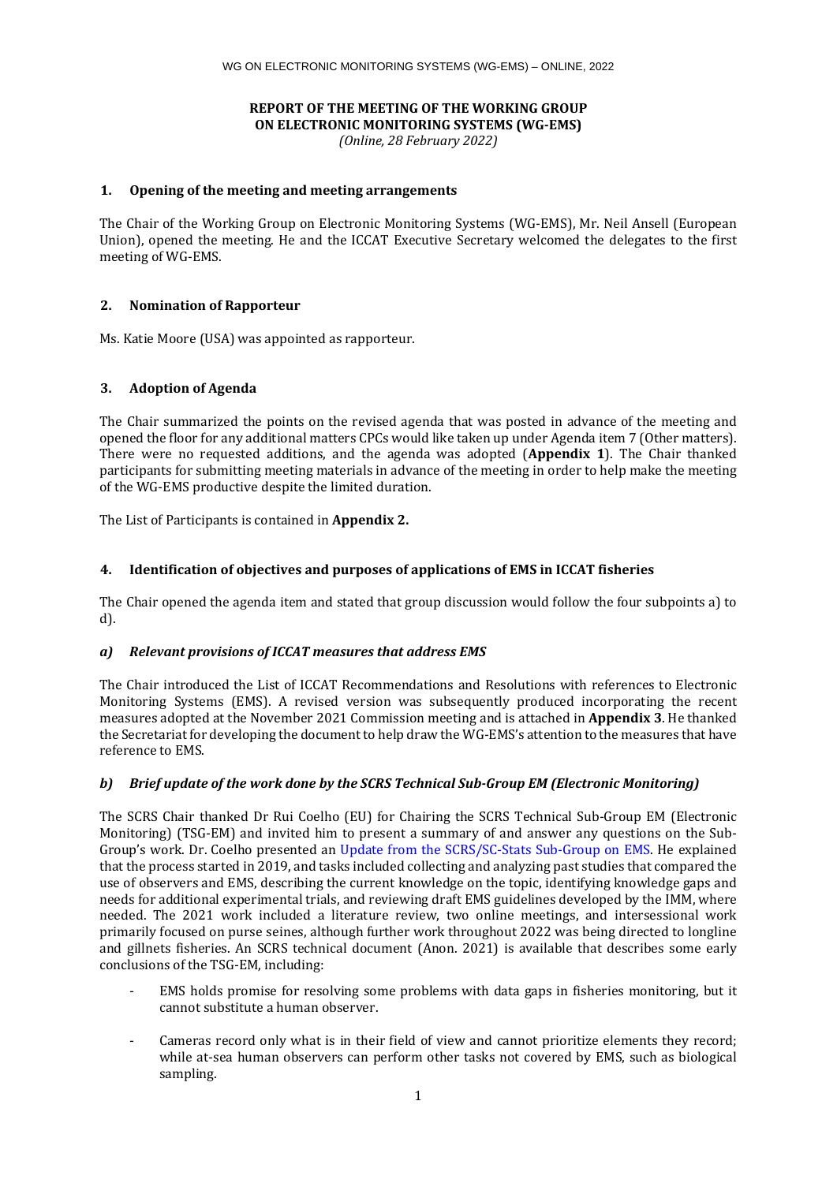# REPORT OF THE MEETING OF THE WORKING GROUP ON ELECTRONIC MONITORING SYSTEMS (WG-EMS)

*(Online, 28 February 2022)*

## 1. Opening of the meeting and meeting arrangements

The Chair of the Working Group on Electronic Monitoring Systems (WG-EMS), Mr. Neil Ansell (European Union), opened the meeting. He and the ICCAT Executive Secretary welcomed the delegates to the first meeting of WG-EMS.

## 2. Nomination of Rapporteur

Ms. Katie Moore (USA) was appointed as rapporteur.

## 3. Adoption of Agenda

The Chair summarized the points on the revised agenda that was posted in advance of the meeting and opened the floor for any additional matters CPCs would like taken up under Agenda item 7 (Other matters). There were no requested additions, and the agenda was adopted (**Appendix 1**). The Chair thanked participants for submitting meeting materials in advance of the meeting in order to help make the meeting of the WG-EMS productive despite the limited duration.

The List of Participants is contained in **Appendix 2.**

## 4. Identification of objectives and purposes of applications of EMS in ICCAT fisheries

The Chair opened the agenda item and stated that group discussion would follow the four subpoints a) to d).

### *a) Relevant provisions of ICCAT measures that address EMS*

The Chair introduced the List of ICCAT Recommendations and Resolutions with references to Electronic Monitoring Systems (EMS). A revised version was subsequently produced incorporating the recent measures adopted at the November 2021 Commission meeting and is attached in **Appendix 3**. He thanked the Secretariat for developing the document to help draw the WG-EMS's attention to the measures that have reference to EMS.

### *b) Brief update of the work done by the SCRS Technical Sub-Group EM (Electronic Monitoring)*

The SCRS Chair thanked Dr Rui Coelho (EU) for Chairing the SCRS Technical Sub-Group EM (Electronic Monitoring) (TSG-EM) and invited him to present a summary of and answer any questions on the Sub-Group's work. Dr. Coelho presented an Update from the SCRS/SC-Stats Sub-Group on EMS. He explained that the process started in 2019, and tasks included collecting and analyzing past studies that compared the use of observers and EMS, describing the current knowledge on the topic, identifying knowledge gaps and needs for additional experimental trials, and reviewing draft EMS guidelines developed by the IMM, where needed. The 2021 work included a literature review, two online meetings, and intersessional work primarily focused on purse seines, although further work throughout 2022 was being directed to longline and gillnets fisheries. An SCRS technical document (Anon. 2021) is available that describes some early conclusions of the TSG-EM, including:

- EMS holds promise for resolving some problems with data gaps in fisheries monitoring, but it cannot substitute a human observer.
- Cameras record only what is in their field of view and cannot prioritize elements they record; while at-sea human observers can perform other tasks not covered by EMS, such as biological sampling.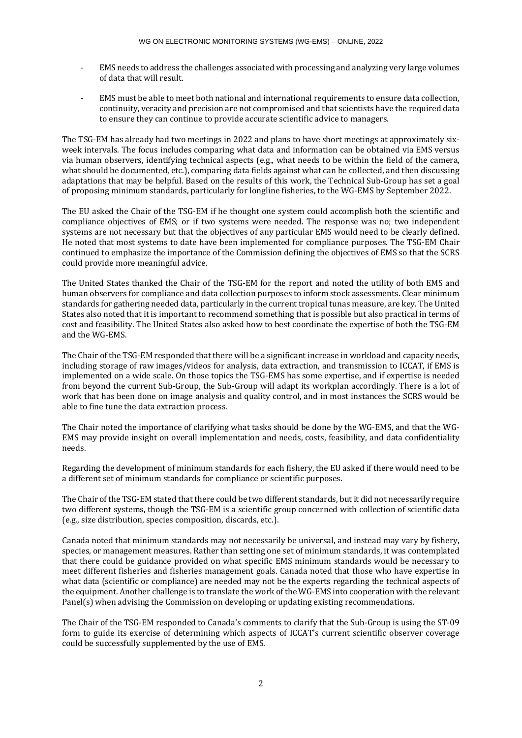- EMS needs to address the challenges associated with processing and analyzing very large volumes of data that will result.

- EMS must be able to meet both national and international requirements to ensure data collection, continuity, veracity and precision are not compromised and that scientists have the required data to ensure they can continue to provide accurate scientific advice to managers.

The TSG-EM has already had two meetings in 2022 and plans to have short meetings at approximately six-week intervals. The focus includes comparing what data and information can be obtained via EMS versus via human observers, identifying technical aspects (e.g., what needs to be within the field of the camera, what should be documented, etc.), comparing data fields against what can be collected, and then discussing adaptations that may be helpful. Based on the results of this work, the Technical Sub-Group has set a goal of proposing minimum standards, particularly for longline fisheries, to the WG-EMS by September 2022.

The EU asked the Chair of the TSG-EM if he thought one system could accomplish both the scientific and compliance objectives of EMS; or if two systems were needed. The response was no; two independent systems are not necessary but that the objectives of any particular EMS would need to be clearly defined. He noted that most systems to date have been implemented for compliance purposes. The TSG-EM Chair continued to emphasize the importance of the Commission defining the objectives of EMS so that the SCRS could provide more meaningful advice.

The United States thanked the Chair of the TSG-EM for the report and noted the utility of both EMS and human observers for compliance and data collection purposes to inform stock assessments. Clear minimum standards for gathering needed data, particularly in the current tropical tunas measure, are key. The United States also noted that it is important to recommend something that is possible but also practical in terms of cost and feasibility. The United States also asked how to best coordinate the expertise of both the TSG-EM and the WG-EMS.

The Chair of the TSG-EM responded that there will be a significant increase in workload and capacity needs, including storage of raw images/videos for analysis, data extraction, and transmission to ICCAT, if EMS is implemented on a wide scale. On those topics the TSG-EMS has some expertise, and if expertise is needed from beyond the current Sub-Group, the Sub-Group will adapt its workplan accordingly. There is a lot of work that has been done on image analysis and quality control, and in most instances the SCRS would be able to fine tune the data extraction process.

The Chair noted the importance of clarifying what tasks should be done by the WG-EMS, and that the WG-EMS may provide insight on overall implementation and needs, costs, feasibility, and data confidentiality needs.

Regarding the development of minimum standards for each fishery, the EU asked if there would need to be a different set of minimum standards for compliance or scientific purposes.

The Chair of the TSG-EM stated that there could be two different standards, but it did not necessarily require two different systems, though the TSG-EM is a scientific group concerned with collection of scientific data (e.g., size distribution, species composition, discards, etc.).

Canada noted that minimum standards may not necessarily be universal, and instead may vary by fishery, species, or management measures. Rather than setting one set of minimum standards, it was contemplated that there could be guidance provided on what specific EMS minimum standards would be necessary to meet different fisheries and fisheries management goals. Canada noted that those who have expertise in what data (scientific or compliance) are needed may not be the experts regarding the technical aspects of the equipment. Another challenge is to translate the work of the WG-EMS into cooperation with the relevant Panel(s) when advising the Commission on developing or updating existing recommendations.

The Chair of the TSG-EM responded to Canada's comments to clarify that the Sub-Group is using the ST-09 form to guide its exercise of determining which aspects of ICCAT's current scientific observer coverage could be successfully supplemented by the use of EMS.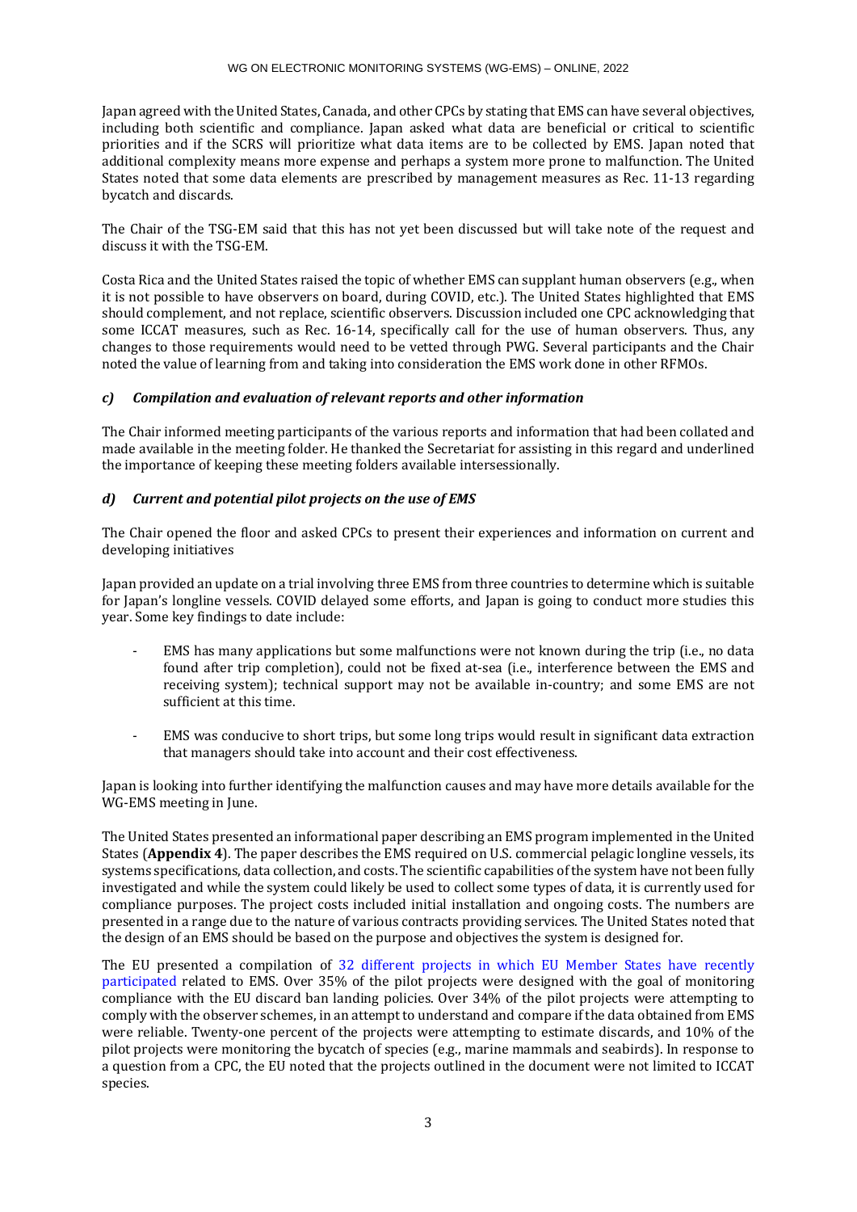Japan agreed with the United States, Canada, and other CPCs by stating that EMS can have several objectives, including both scientific and compliance. Japan asked what data are beneficial or critical to scientific priorities and if the SCRS will prioritize what data items are to be collected by EMS. Japan noted that additional complexity means more expense and perhaps a system more prone to malfunction. The United States noted that some data elements are prescribed by management measures as Rec. 11-13 regarding bycatch and discards.

The Chair of the TSG-EM said that this has not yet been discussed but will take note of the request and discuss it with the TSG-EM.

Costa Rica and the United States raised the topic of whether EMS can supplant human observers (e.g., when it is not possible to have observers on board, during COVID, etc.). The United States highlighted that EMS should complement, and not replace, scientific observers. Discussion included one CPC acknowledging that some ICCAT measures, such as Rec. 16-14, specifically call for the use of human observers. Thus, any changes to those requirements would need to be vetted through PWG. Several participants and the Chair noted the value of learning from and taking into consideration the EMS work done in other RFMOs.

### *c) Compilation and evaluation of relevant reports and other information*

The Chair informed meeting participants of the various reports and information that had been collated and made available in the meeting folder. He thanked the Secretariat for assisting in this regard and underlined the importance of keeping these meeting folders available intersessionally.

### *d) Current and potential pilot projects on the use of EMS*

The Chair opened the floor and asked CPCs to present their experiences and information on current and developing initiatives

Japan provided an update on a trial involving three EMS from three countries to determine which is suitable for Japan's longline vessels. COVID delayed some efforts, and Japan is going to conduct more studies this year. Some key findings to date include:

- EMS has many applications but some malfunctions were not known during the trip (i.e., no data found after trip completion), could not be fixed at-sea (i.e., interference between the EMS and receiving system); technical support may not be available in-country; and some EMS are not sufficient at this time.

- EMS was conducive to short trips, but some long trips would result in significant data extraction that managers should take into account and their cost effectiveness.

Japan is looking into further identifying the malfunction causes and may have more details available for the WG-EMS meeting in June.

The United States presented an informational paper describing an EMS program implemented in the United States (**Appendix 4**). The paper describes the EMS required on U.S. commercial pelagic longline vessels, its systems specifications, data collection, and costs. The scientific capabilities of the system have not been fully investigated and while the system could likely be used to collect some types of data, it is currently used for compliance purposes. The project costs included initial installation and ongoing costs. The numbers are presented in a range due to the nature of various contracts providing services. The United States noted that the design of an EMS should be based on the purpose and objectives the system is designed for.

The EU presented a compilation of 32 different projects in which EU Member States have recently participated related to EMS. Over 35% of the pilot projects were designed with the goal of monitoring compliance with the EU discard ban landing policies. Over 34% of the pilot projects were attempting to comply with the observer schemes, in an attempt to understand and compare if the data obtained from EMS were reliable. Twenty-one percent of the projects were attempting to estimate discards, and 10% of the pilot projects were monitoring the bycatch of species (e.g., marine mammals and seabirds). In response to a question from a CPC, the EU noted that the projects outlined in the document were not limited to ICCAT species.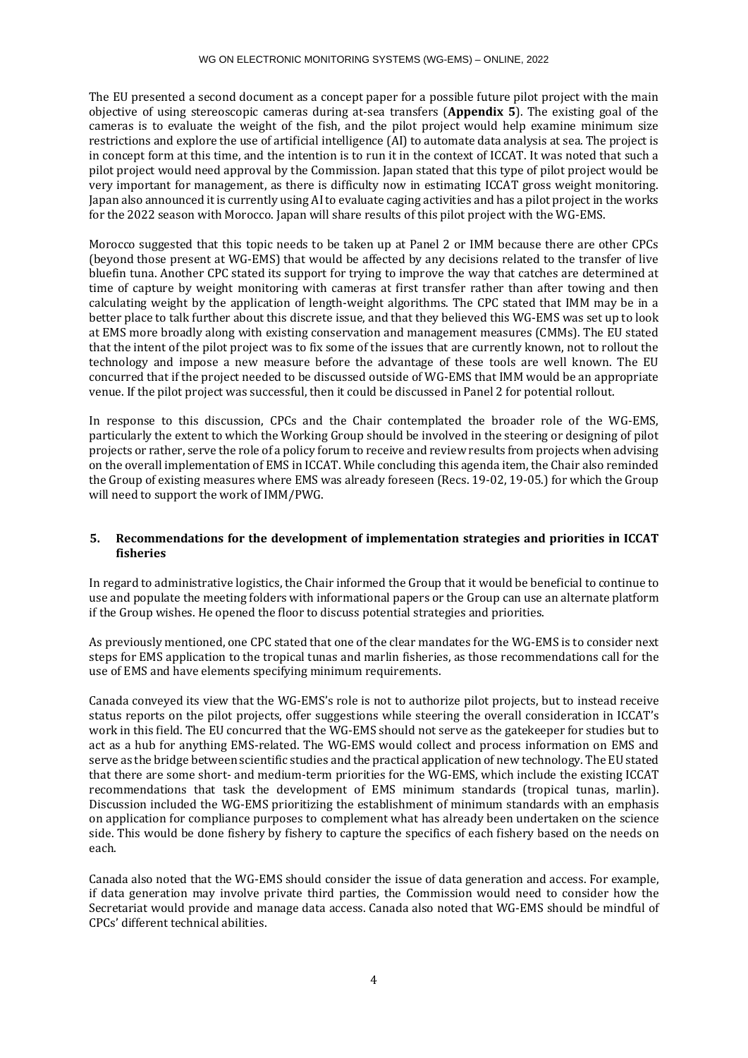The EU presented a second document as a concept paper for a possible future pilot project with the main objective of using stereoscopic cameras during at-sea transfers (**Appendix 5**). The existing goal of the cameras is to evaluate the weight of the fish, and the pilot project would help examine minimum size restrictions and explore the use of artificial intelligence (AI) to automate data analysis at sea. The project is in concept form at this time, and the intention is to run it in the context of ICCAT. It was noted that such a pilot project would need approval by the Commission. Japan stated that this type of pilot project would be very important for management, as there is difficulty now in estimating ICCAT gross weight monitoring. Japan also announced it is currently using AI to evaluate caging activities and has a pilot project in the works for the 2022 season with Morocco. Japan will share results of this pilot project with the WG-EMS.

Morocco suggested that this topic needs to be taken up at Panel 2 or IMM because there are other CPCs (beyond those present at WG-EMS) that would be affected by any decisions related to the transfer of live bluefin tuna. Another CPC stated its support for trying to improve the way that catches are determined at time of capture by weight monitoring with cameras at first transfer rather than after towing and then calculating weight by the application of length-weight algorithms. The CPC stated that IMM may be in a better place to talk further about this discrete issue, and that they believed this WG-EMS was set up to look at EMS more broadly along with existing conservation and management measures (CMMs). The EU stated that the intent of the pilot project was to fix some of the issues that are currently known, not to rollout the technology and impose a new measure before the advantage of these tools are well known. The EU concurred that if the project needed to be discussed outside of WG-EMS that IMM would be an appropriate venue. If the pilot project was successful, then it could be discussed in Panel 2 for potential rollout.

In response to this discussion, CPCs and the Chair contemplated the broader role of the WG-EMS, particularly the extent to which the Working Group should be involved in the steering or designing of pilot projects or rather, serve the role of a policy forum to receive and review results from projects when advising on the overall implementation of EMS in ICCAT. While concluding this agenda item, the Chair also reminded the Group of existing measures where EMS was already foreseen (Recs. 19-02, 19-05.) for which the Group will need to support the work of IMM/PWG.

## 5. Recommendations for the development of implementation strategies and priorities in ICCAT fisheries

In regard to administrative logistics, the Chair informed the Group that it would be beneficial to continue to use and populate the meeting folders with informational papers or the Group can use an alternate platform if the Group wishes. He opened the floor to discuss potential strategies and priorities.

As previously mentioned, one CPC stated that one of the clear mandates for the WG-EMS is to consider next steps for EMS application to the tropical tunas and marlin fisheries, as those recommendations call for the use of EMS and have elements specifying minimum requirements.

Canada conveyed its view that the WG-EMS's role is not to authorize pilot projects, but to instead receive status reports on the pilot projects, offer suggestions while steering the overall consideration in ICCAT's work in this field. The EU concurred that the WG-EMS should not serve as the gatekeeper for studies but to act as a hub for anything EMS-related. The WG-EMS would collect and process information on EMS and serve as the bridge between scientific studies and the practical application of new technology. The EU stated that there are some short- and medium-term priorities for the WG-EMS, which include the existing ICCAT recommendations that task the development of EMS minimum standards (tropical tunas, marlin). Discussion included the WG-EMS prioritizing the establishment of minimum standards with an emphasis on application for compliance purposes to complement what has already been undertaken on the science side. This would be done fishery by fishery to capture the specifics of each fishery based on the needs on each.

Canada also noted that the WG-EMS should consider the issue of data generation and access. For example, if data generation may involve private third parties, the Commission would need to consider how the Secretariat would provide and manage data access. Canada also noted that WG-EMS should be mindful of CPCs' different technical abilities.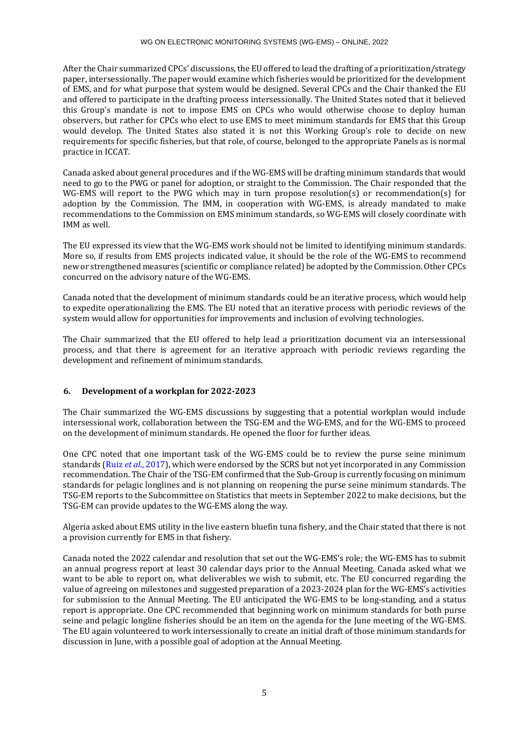After the Chair summarized CPCs' discussions, the EU offered to lead the drafting of a prioritization/strategy paper, intersessionally. The paper would examine which fisheries would be prioritized for the development of EMS, and for what purpose that system would be designed. Several CPCs and the Chair thanked the EU and offered to participate in the drafting process intersessionally. The United States noted that it believed this Group's mandate is not to impose EMS on CPCs who would otherwise choose to deploy human observers, but rather for CPCs who elect to use EMS to meet minimum standards for EMS that this Group would develop. The United States also stated it is not this Working Group's role to decide on new requirements for specific fisheries, but that role, of course, belonged to the appropriate Panels as is normal practice in ICCAT.

Canada asked about general procedures and if the WG-EMS will be drafting minimum standards that would need to go to the PWG or panel for adoption, or straight to the Commission. The Chair responded that the WG-EMS will report to the PWG which may in turn propose resolution(s) or recommendation(s) for adoption by the Commission. The IMM, in cooperation with WG-EMS, is already mandated to make recommendations to the Commission on EMS minimum standards, so WG-EMS will closely coordinate with IMM as well.

The EU expressed its view that the WG-EMS work should not be limited to identifying minimum standards. More so, if results from EMS projects indicated value, it should be the role of the WG-EMS to recommend new or strengthened measures (scientific or compliance related) be adopted by the Commission. Other CPCs concurred on the advisory nature of the WG-EMS.

Canada noted that the development of minimum standards could be an iterative process, which would help to expedite operationalizing the EMS. The EU noted that an iterative process with periodic reviews of the system would allow for opportunities for improvements and inclusion of evolving technologies.

The Chair summarized that the EU offered to help lead a prioritization document via an intersessional process, and that there is agreement for an iterative approach with periodic reviews regarding the development and refinement of minimum standards.

## 6. Development of a workplan for 2022-2023

The Chair summarized the WG-EMS discussions by suggesting that a potential workplan would include intersessional work, collaboration between the TSG-EM and the WG-EMS, and for the WG-EMS to proceed on the development of minimum standards. He opened the floor for further ideas.

One CPC noted that one important task of the WG-EMS could be to review the purse seine minimum standards (Ruiz *et al*., 2017), which were endorsed by the SCRS but not yet incorporated in any Commission recommendation. The Chair of the TSG-EM confirmed that the Sub-Group is currently focusing on minimum standards for pelagic longlines and is not planning on reopening the purse seine minimum standards. The TSG-EM reports to the Subcommittee on Statistics that meets in September 2022 to make decisions, but the TSG-EM can provide updates to the WG-EMS along the way.

Algeria asked about EMS utility in the live eastern bluefin tuna fishery, and the Chair stated that there is not a provision currently for EMS in that fishery.

Canada noted the 2022 calendar and resolution that set out the WG-EMS's role; the WG-EMS has to submit an annual progress report at least 30 calendar days prior to the Annual Meeting. Canada asked what we want to be able to report on, what deliverables we wish to submit, etc. The EU concurred regarding the value of agreeing on milestones and suggested preparation of a 2023-2024 plan for the WG-EMS's activities for submission to the Annual Meeting. The EU anticipated the WG-EMS to be long-standing, and a status report is appropriate. One CPC recommended that beginning work on minimum standards for both purse seine and pelagic longline fisheries should be an item on the agenda for the June meeting of the WG-EMS. The EU again volunteered to work intersessionally to create an initial draft of those minimum standards for discussion in June, with a possible goal of adoption at the Annual Meeting.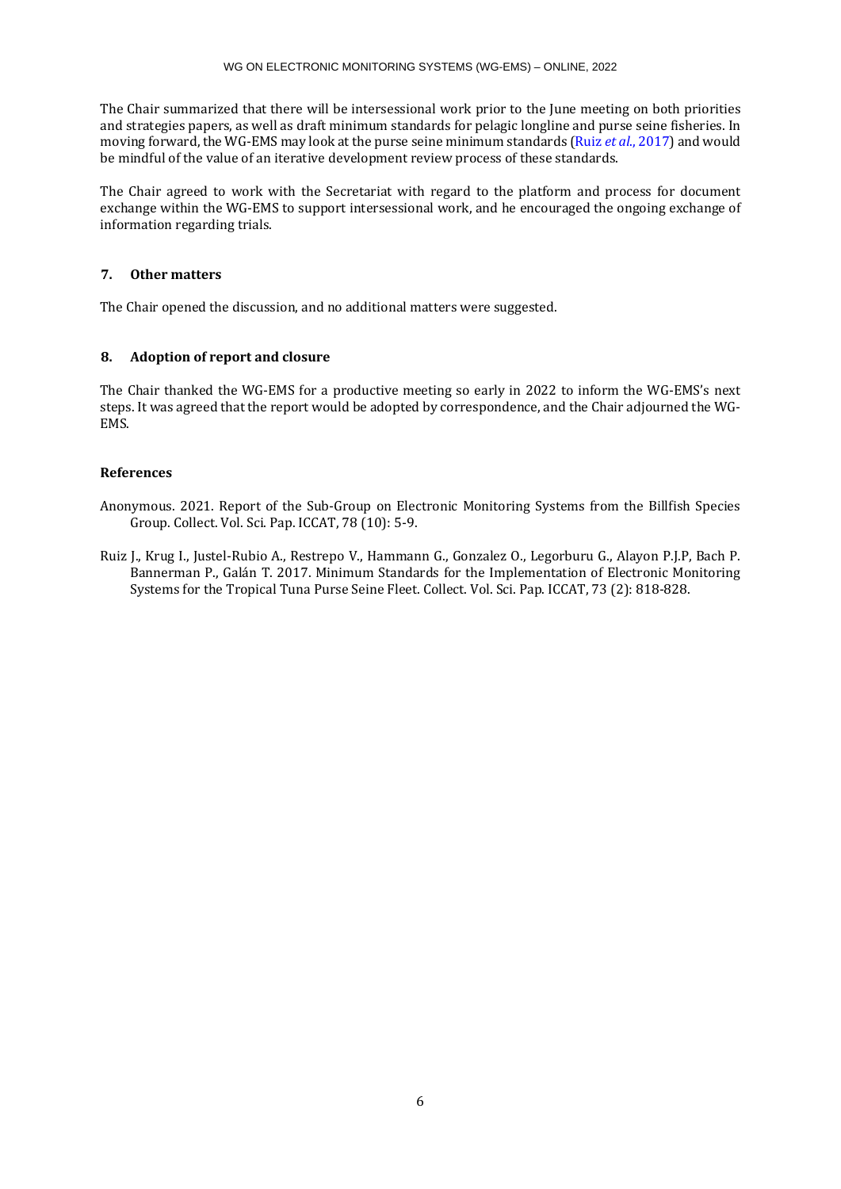The Chair summarized that there will be intersessional work prior to the June meeting on both priorities and strategies papers, as well as draft minimum standards for pelagic longline and purse seine fisheries. In moving forward, the WG-EMS may look at the purse seine minimum standards (Ruiz *et al*., 2017) and would be mindful of the value of an iterative development review process of these standards.

The Chair agreed to work with the Secretariat with regard to the platform and process for document exchange within the WG-EMS to support intersessional work, and he encouraged the ongoing exchange of information regarding trials.

## 7. Other matters

The Chair opened the discussion, and no additional matters were suggested.

## 8. Adoption of report and closure

The Chair thanked the WG-EMS for a productive meeting so early in 2022 to inform the WG-EMS's next steps. It was agreed that the report would be adopted by correspondence, and the Chair adjourned the WG-EMS.

## References

Anonymous. 2021. Report of the Sub-Group on Electronic Monitoring Systems from the Billfish Species Group. Collect. Vol. Sci. Pap. ICCAT, 78 (10): 5-9.

Ruiz J., Krug I., Justel-Rubio A., Restrepo V., Hammann G., Gonzalez O., Legorburu G., Alayon P.J.P, Bach P. Bannerman P., Galán T. 2017. Minimum Standards for the Implementation of Electronic Monitoring Systems for the Tropical Tuna Purse Seine Fleet. Collect. Vol. Sci. Pap. ICCAT, 73 (2): 818-828.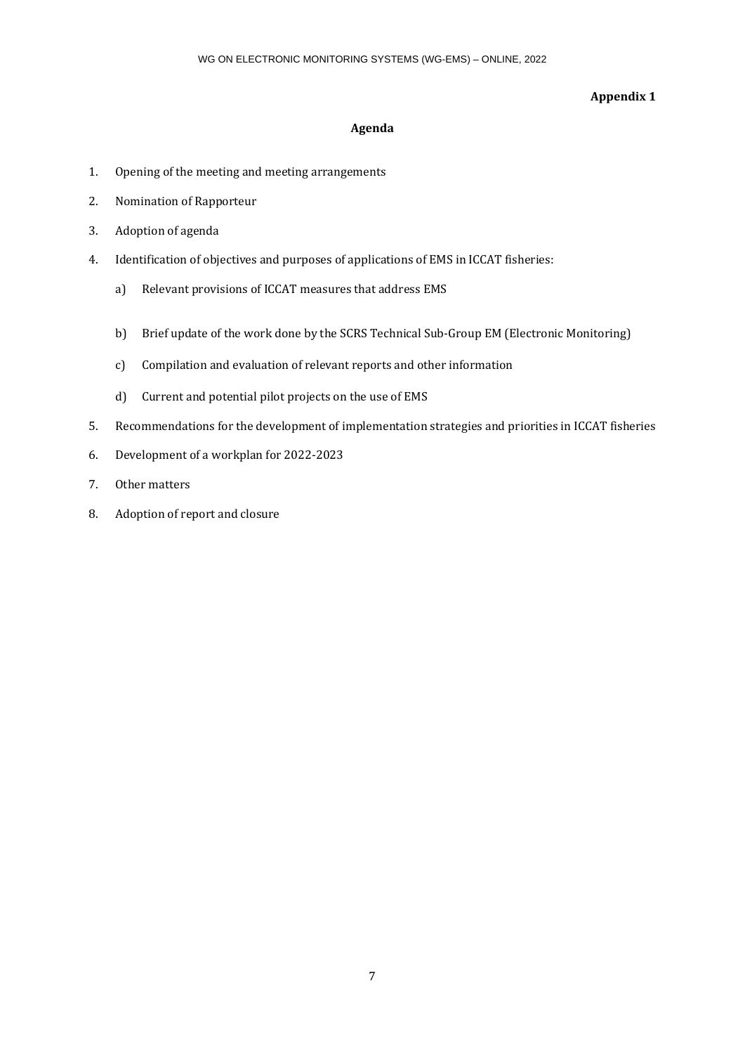**Appendix 1**

## Agenda

1. Opening of the meeting and meeting arrangements
2. Nomination of Rapporteur
3. Adoption of agenda
4. Identification of objectives and purposes of applications of EMS in ICCAT fisheries:
   a) Relevant provisions of ICCAT measures that address EMS
   b) Brief update of the work done by the SCRS Technical Sub-Group EM (Electronic Monitoring)
   c) Compilation and evaluation of relevant reports and other information
   d) Current and potential pilot projects on the use of EMS
5. Recommendations for the development of implementation strategies and priorities in ICCAT fisheries
6. Development of a workplan for 2022-2023
7. Other matters
8. Adoption of report and closure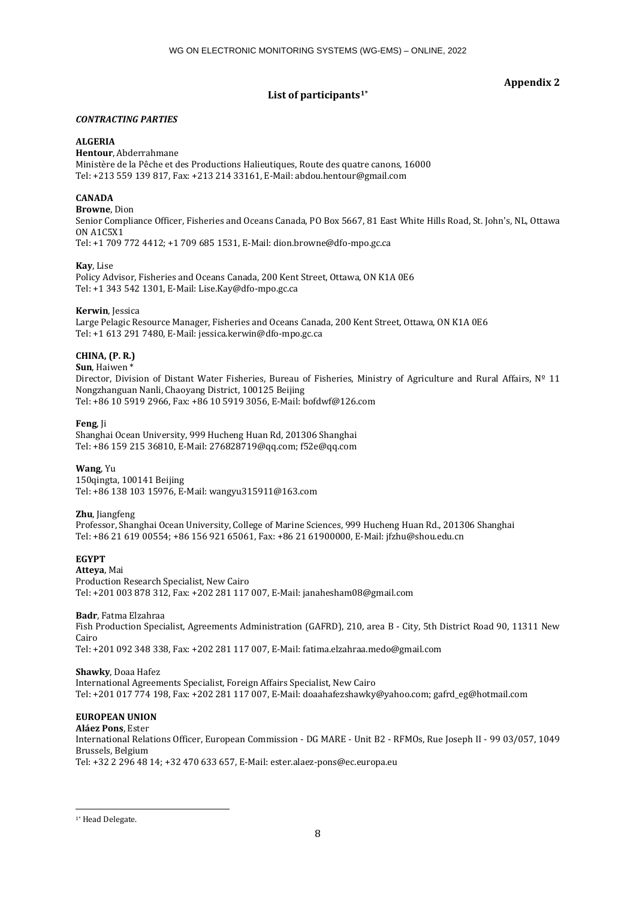**Appendix 2**

## List of participants[1*]

***CONTRACTING PARTIES***

**ALGERIA**

**Hentour**, Abderrahmane
Ministère de la Pêche et des Productions Halieutiques, Route des quatre canons, 16000
Tel: +213 559 139 817, Fax: +213 214 33161, E-Mail: abdou.hentour@gmail.com

**CANADA**

**Browne**, Dion
Senior Compliance Officer, Fisheries and Oceans Canada, PO Box 5667, 81 East White Hills Road, St. John's, NL, Ottawa ON A1C5X1
Tel: +1 709 772 4412; +1 709 685 1531, E-Mail: dion.browne@dfo-mpo.gc.ca

**Kay**, Lise
Policy Advisor, Fisheries and Oceans Canada, 200 Kent Street, Ottawa, ON K1A 0E6
Tel: +1 343 542 1301, E-Mail: Lise.Kay@dfo-mpo.gc.ca

**Kerwin**, Jessica
Large Pelagic Resource Manager, Fisheries and Oceans Canada, 200 Kent Street, Ottawa, ON K1A 0E6
Tel: +1 613 291 7480, E-Mail: jessica.kerwin@dfo-mpo.gc.ca

**CHINA, (P. R.)**

**Sun**, Haiwen *
Director, Division of Distant Water Fisheries, Bureau of Fisheries, Ministry of Agriculture and Rural Affairs, Nº 11 Nongzhanguan Nanli, Chaoyang District, 100125 Beijing
Tel: +86 10 5919 2966, Fax: +86 10 5919 3056, E-Mail: bofdwf@126.com

**Feng**, Ji
Shanghai Ocean University, 999 Hucheng Huan Rd, 201306 Shanghai
Tel: +86 159 215 36810, E-Mail: 276828719@qq.com; f52e@qq.com

**Wang**, Yu
150qingta, 100141 Beijing
Tel: +86 138 103 15976, E-Mail: wangyu315911@163.com

**Zhu**, Jiangfeng
Professor, Shanghai Ocean University, College of Marine Sciences, 999 Hucheng Huan Rd., 201306 Shanghai
Tel: +86 21 619 00554; +86 156 921 65061, Fax: +86 21 61900000, E-Mail: jfzhu@shou.edu.cn

**EGYPT**

**Atteya**, Mai
Production Research Specialist, New Cairo
Tel: +201 003 878 312, Fax: +202 281 117 007, E-Mail: janahesham08@gmail.com

**Badr**, Fatma Elzahraa
Fish Production Specialist, Agreements Administration (GAFRD), 210, area B - City, 5th District Road 90, 11311 New Cairo
Tel: +201 092 348 338, Fax: +202 281 117 007, E-Mail: fatima.elzahraa.medo@gmail.com

**Shawky**, Doaa Hafez
International Agreements Specialist, Foreign Affairs Specialist, New Cairo
Tel: +201 017 774 198, Fax: +202 281 117 007, E-Mail: doaahafezshawky@yahoo.com; gafrd_eg@hotmail.com

**EUROPEAN UNION**

**Aláez Pons**, Ester
International Relations Officer, European Commission - DG MARE - Unit B2 - RFMOs, Rue Joseph II - 99 03/057, 1049 Brussels, Belgium
Tel: +32 2 296 48 14; +32 470 633 657, E-Mail: ester.alaez-pons@ec.europa.eu

---

[1*] Head Delegate.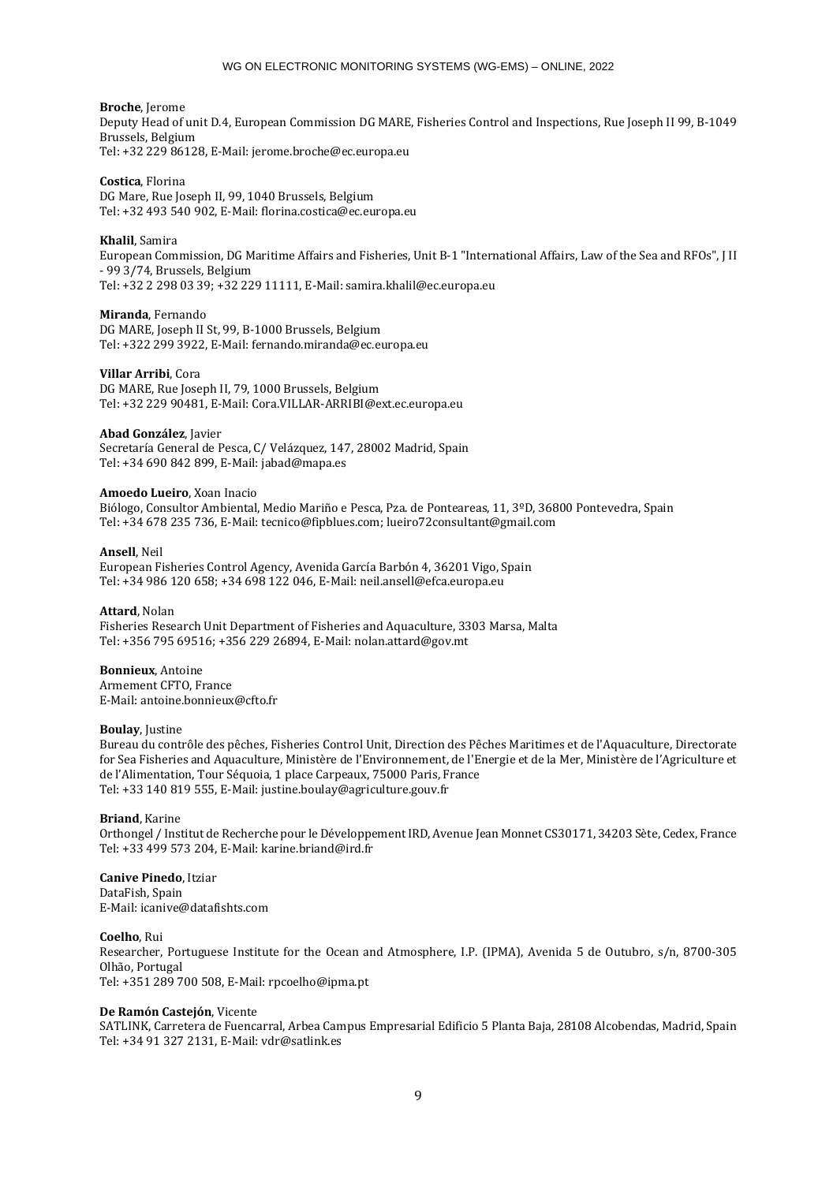**Broche**, Jerome
Deputy Head of unit D.4, European Commission DG MARE, Fisheries Control and Inspections, Rue Joseph II 99, B-1049 Brussels, Belgium
Tel: +32 229 86128, E-Mail: jerome.broche@ec.europa.eu

**Costica**, Florina
DG Mare, Rue Joseph II, 99, 1040 Brussels, Belgium
Tel: +32 493 540 902, E-Mail: florina.costica@ec.europa.eu

**Khalil**, Samira
European Commission, DG Maritime Affairs and Fisheries, Unit B-1 "International Affairs, Law of the Sea and RFOs", J II - 99 3/74, Brussels, Belgium
Tel: +32 2 298 03 39; +32 229 11111, E-Mail: samira.khalil@ec.europa.eu

**Miranda**, Fernando
DG MARE, Joseph II St, 99, B-1000 Brussels, Belgium
Tel: +322 299 3922, E-Mail: fernando.miranda@ec.europa.eu

**Villar Arribi**, Cora
DG MARE, Rue Joseph II, 79, 1000 Brussels, Belgium
Tel: +32 229 90481, E-Mail: Cora.VILLAR-ARRIBI@ext.ec.europa.eu

**Abad González**, Javier
Secretaría General de Pesca, C/ Velázquez, 147, 28002 Madrid, Spain
Tel: +34 690 842 899, E-Mail: jabad@mapa.es

**Amoedo Lueiro**, Xoan Inacio
Biólogo, Consultor Ambiental, Medio Mariño e Pesca, Pza. de Ponteareas, 11, 3ºD, 36800 Pontevedra, Spain
Tel: +34 678 235 736, E-Mail: tecnico@fipblues.com; lueiro72consultant@gmail.com

**Ansell**, Neil
European Fisheries Control Agency, Avenida García Barbón 4, 36201 Vigo, Spain
Tel: +34 986 120 658; +34 698 122 046, E-Mail: neil.ansell@efca.europa.eu

**Attard**, Nolan
Fisheries Research Unit Department of Fisheries and Aquaculture, 3303 Marsa, Malta
Tel: +356 795 69516; +356 229 26894, E-Mail: nolan.attard@gov.mt

**Bonnieux**, Antoine
Armement CFTO, France
E-Mail: antoine.bonnieux@cfto.fr

**Boulay**, Justine
Bureau du contrôle des pêches, Fisheries Control Unit, Direction des Pêches Maritimes et de l'Aquaculture, Directorate for Sea Fisheries and Aquaculture, Ministère de l'Environnement, de l'Energie et de la Mer, Ministère de l'Agriculture et de l'Alimentation, Tour Séquoia, 1 place Carpeaux, 75000 Paris, France
Tel: +33 140 819 555, E-Mail: justine.boulay@agriculture.gouv.fr

**Briand**, Karine
Orthongel / Institut de Recherche pour le Développement IRD, Avenue Jean Monnet CS30171, 34203 Sète, Cedex, France
Tel: +33 499 573 204, E-Mail: karine.briand@ird.fr

**Canive Pinedo**, Itziar
DataFish, Spain
E-Mail: icanive@datafishts.com

**Coelho**, Rui
Researcher, Portuguese Institute for the Ocean and Atmosphere, I.P. (IPMA), Avenida 5 de Outubro, s/n, 8700-305 Olhão, Portugal
Tel: +351 289 700 508, E-Mail: rpcoelho@ipma.pt

**De Ramón Castejón**, Vicente
SATLINK, Carretera de Fuencarral, Arbea Campus Empresarial Edificio 5 Planta Baja, 28108 Alcobendas, Madrid, Spain
Tel: +34 91 327 2131, E-Mail: vdr@satlink.es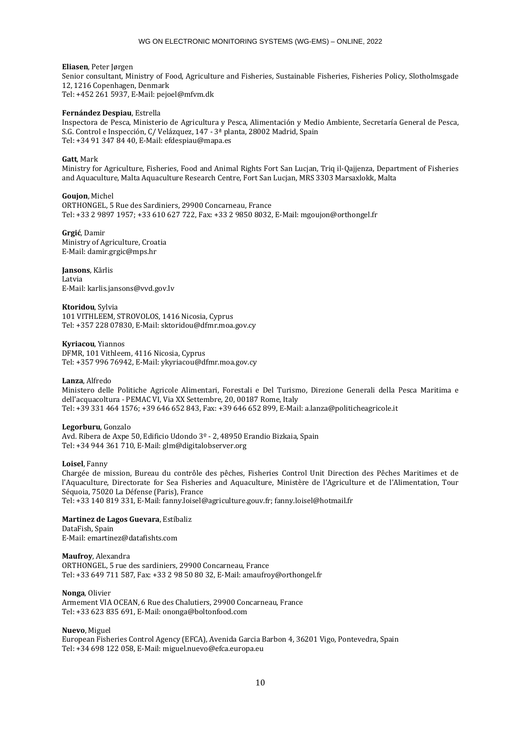**Eliasen**, Peter Jørgen
Senior consultant, Ministry of Food, Agriculture and Fisheries, Sustainable Fisheries, Fisheries Policy, Slotholmsgade 12, 1216 Copenhagen, Denmark
Tel: +452 261 5937, E-Mail: pejoel@mfvm.dk

**Fernández Despiau**, Estrella
Inspectora de Pesca, Ministerio de Agricultura y Pesca, Alimentación y Medio Ambiente, Secretaría General de Pesca, S.G. Control e Inspección, C/ Velázquez, 147 - 3ª planta, 28002 Madrid, Spain
Tel: +34 91 347 84 40, E-Mail: efdespiau@mapa.es

**Gatt**, Mark
Ministry for Agriculture, Fisheries, Food and Animal Rights Fort San Lucjan, Triq il-Qajjenza, Department of Fisheries and Aquaculture, Malta Aquaculture Research Centre, Fort San Lucjan, MRS 3303 Marsaxlokk, Malta

**Goujon**, Michel
ORTHONGEL, 5 Rue des Sardiniers, 29900 Concarneau, France
Tel: +33 2 9897 1957; +33 610 627 722, Fax: +33 2 9850 8032, E-Mail: mgoujon@orthongel.fr

**Grgić**, Damir
Ministry of Agriculture, Croatia
E-Mail: damir.grgic@mps.hr

**Jansons**, Kārlis
Latvia
E-Mail: karlis.jansons@vvd.gov.lv

**Ktoridou**, Sylvia
101 VITHLEEM, STROVOLOS, 1416 Nicosia, Cyprus
Tel: +357 228 07830, E-Mail: sktoridou@dfmr.moa.gov.cy

**Kyriacou**, Yiannos
DFMR, 101 Vithleem, 4116 Nicosia, Cyprus
Tel: +357 996 76942, E-Mail: ykyriacou@dfmr.moa.gov.cy

**Lanza**, Alfredo
Ministero delle Politiche Agricole Alimentari, Forestali e Del Turismo, Direzione Generali della Pesca Maritima e dell'acquacoltura - PEMAC VI, Via XX Settembre, 20, 00187 Rome, Italy
Tel: +39 331 464 1576; +39 646 652 843, Fax: +39 646 652 899, E-Mail: a.lanza@politicheagricole.it

**Legorburu**, Gonzalo
Avd. Ribera de Axpe 50, Edificio Udondo 3º - 2, 48950 Erandio Bizkaia, Spain
Tel: +34 944 361 710, E-Mail: glm@digitalobserver.org

**Loisel**, Fanny
Chargée de mission, Bureau du contrôle des pêches, Fisheries Control Unit Direction des Pêches Maritimes et de l'Aquaculture, Directorate for Sea Fisheries and Aquaculture, Ministère de l'Agriculture et de l'Alimentation, Tour Séquoia, 75020 La Défense (Paris), France
Tel: +33 140 819 331, E-Mail: fanny.loisel@agriculture.gouv.fr; fanny.loisel@hotmail.fr

**Martinez de Lagos Guevara**, Estíbaliz
DataFish, Spain
E-Mail: emartinez@datafishts.com

**Maufroy**, Alexandra
ORTHONGEL, 5 rue des sardiniers, 29900 Concarneau, France
Tel: +33 649 711 587, Fax: +33 2 98 50 80 32, E-Mail: amaufroy@orthongel.fr

**Nonga**, Olivier
Armement VIA OCEAN, 6 Rue des Chalutiers, 29900 Concarneau, France
Tel: +33 623 835 691, E-Mail: ononga@boltonfood.com

**Nuevo**, Miguel
European Fisheries Control Agency (EFCA), Avenida Garcia Barbon 4, 36201 Vigo, Pontevedra, Spain
Tel: +34 698 122 058, E-Mail: miguel.nuevo@efca.europa.eu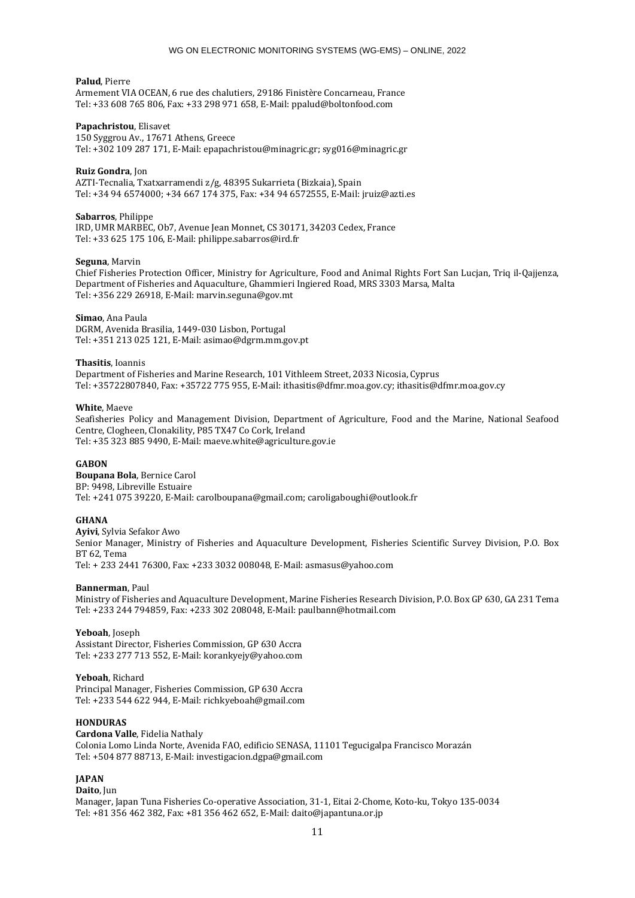**Palud**, Pierre
Armement VIA OCEAN, 6 rue des chalutiers, 29186 Finistère Concarneau, France
Tel: +33 608 765 806, Fax: +33 298 971 658, E-Mail: ppalud@boltonfood.com

**Papachristou**, Elisavet
150 Syggrou Av., 17671 Athens, Greece
Tel: +302 109 287 171, E-Mail: epapachristou@minagric.gr; syg016@minagric.gr

**Ruiz Gondra**, Jon
AZTI-Tecnalia, Txatxarramendi z/g, 48395 Sukarrieta (Bizkaia), Spain
Tel: +34 94 6574000; +34 667 174 375, Fax: +34 94 6572555, E-Mail: jruiz@azti.es

**Sabarros**, Philippe
IRD, UMR MARBEC, Ob7, Avenue Jean Monnet, CS 30171, 34203 Cedex, France
Tel: +33 625 175 106, E-Mail: philippe.sabarros@ird.fr

**Seguna**, Marvin
Chief Fisheries Protection Officer, Ministry for Agriculture, Food and Animal Rights Fort San Lucjan, Triq il-Qajjenza, Department of Fisheries and Aquaculture, Ghammieri Ingiered Road, MRS 3303 Marsa, Malta
Tel: +356 229 26918, E-Mail: marvin.seguna@gov.mt

**Simao**, Ana Paula
DGRM, Avenida Brasilia, 1449-030 Lisbon, Portugal
Tel: +351 213 025 121, E-Mail: asimao@dgrm.mm.gov.pt

**Thasitis**, Ioannis
Department of Fisheries and Marine Research, 101 Vithleem Street, 2033 Nicosia, Cyprus
Tel: +35722807840, Fax: +35722 775 955, E-Mail: ithasitis@dfmr.moa.gov.cy; ithasitis@dfmr.moa.gov.cy

**White**, Maeve
Seafisheries Policy and Management Division, Department of Agriculture, Food and the Marine, National Seafood Centre, Clogheen, Clonakility, P85 TX47 Co Cork, Ireland
Tel: +35 323 885 9490, E-Mail: maeve.white@agriculture.gov.ie

**GABON**

**Boupana Bola**, Bernice Carol
BP: 9498, Libreville Estuaire
Tel: +241 075 39220, E-Mail: carolboupana@gmail.com; caroligaboughi@outlook.fr

**GHANA**

**Ayivi**, Sylvia Sefakor Awo
Senior Manager, Ministry of Fisheries and Aquaculture Development, Fisheries Scientific Survey Division, P.O. Box BT 62, Tema
Tel: + 233 2441 76300, Fax: +233 3032 008048, E-Mail: asmasus@yahoo.com

**Bannerman**, Paul
Ministry of Fisheries and Aquaculture Development, Marine Fisheries Research Division, P.O. Box GP 630, GA 231 Tema
Tel: +233 244 794859, Fax: +233 302 208048, E-Mail: paulbann@hotmail.com

**Yeboah**, Joseph
Assistant Director, Fisheries Commission, GP 630 Accra
Tel: +233 277 713 552, E-Mail: korankyejy@yahoo.com

**Yeboah**, Richard
Principal Manager, Fisheries Commission, GP 630 Accra
Tel: +233 544 622 944, E-Mail: richkyeboah@gmail.com

**HONDURAS**

**Cardona Valle**, Fidelia Nathaly
Colonia Lomo Linda Norte, Avenida FAO, edificio SENASA, 11101 Tegucigalpa Francisco Morazán
Tel: +504 877 88713, E-Mail: investigacion.dgpa@gmail.com

**JAPAN**

**Daito**, Jun
Manager, Japan Tuna Fisheries Co-operative Association, 31-1, Eitai 2-Chome, Koto-ku, Tokyo 135-0034
Tel: +81 356 462 382, Fax: +81 356 462 652, E-Mail: daito@japantuna.or.jp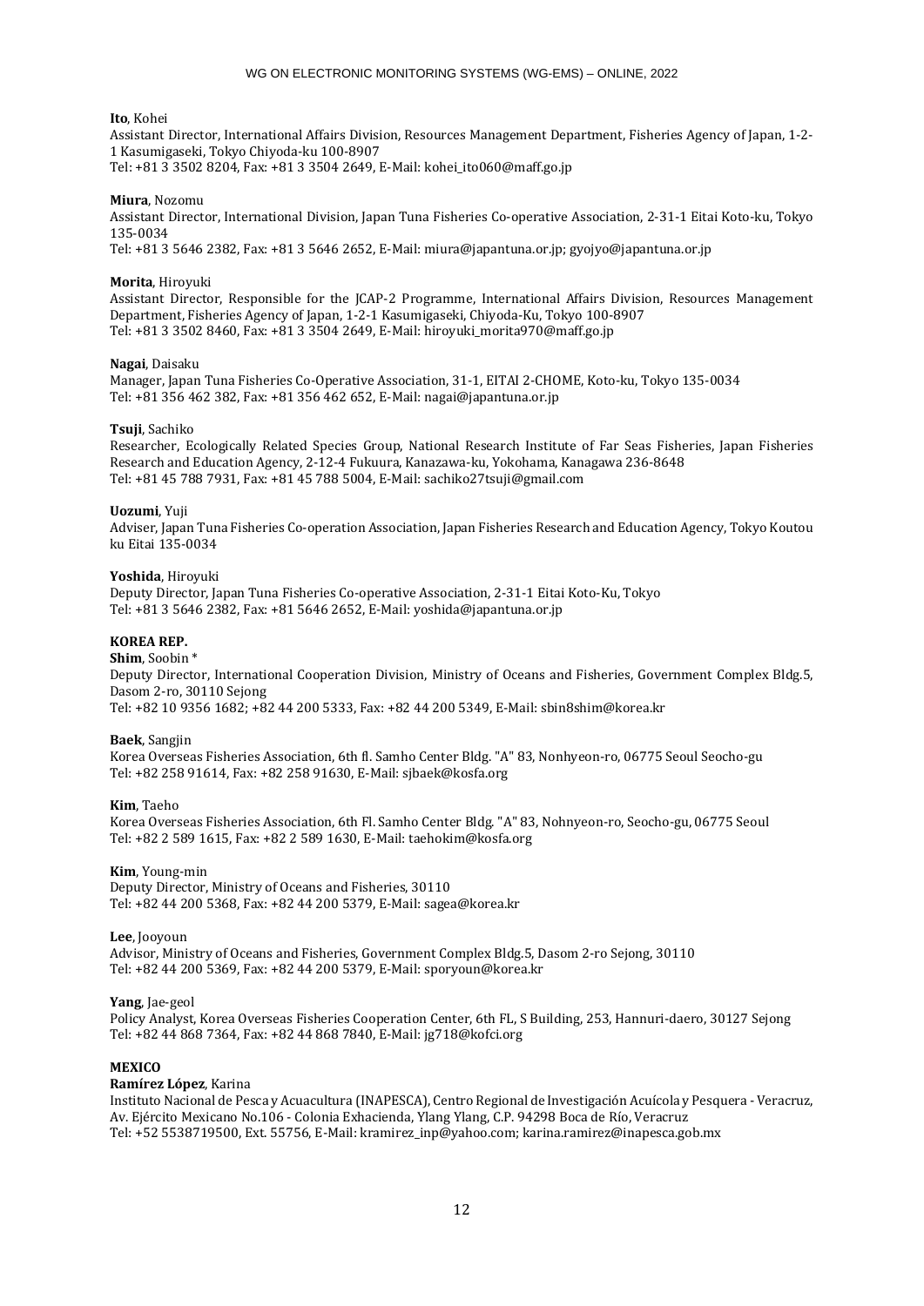**Ito**, Kohei
Assistant Director, International Affairs Division, Resources Management Department, Fisheries Agency of Japan, 1-2-1 Kasumigaseki, Tokyo Chiyoda-ku 100-8907
Tel: +81 3 3502 8204, Fax: +81 3 3504 2649, E-Mail: kohei_ito060@maff.go.jp

**Miura**, Nozomu
Assistant Director, International Division, Japan Tuna Fisheries Co-operative Association, 2-31-1 Eitai Koto-ku, Tokyo 135-0034
Tel: +81 3 5646 2382, Fax: +81 3 5646 2652, E-Mail: miura@japantuna.or.jp; gyojyo@japantuna.or.jp

**Morita**, Hiroyuki
Assistant Director, Responsible for the JCAP-2 Programme, International Affairs Division, Resources Management Department, Fisheries Agency of Japan, 1-2-1 Kasumigaseki, Chiyoda-Ku, Tokyo 100-8907
Tel: +81 3 3502 8460, Fax: +81 3 3504 2649, E-Mail: hiroyuki_morita970@maff.go.jp

**Nagai**, Daisaku
Manager, Japan Tuna Fisheries Co-Operative Association, 31-1, EITAI 2-CHOME, Koto-ku, Tokyo 135-0034
Tel: +81 356 462 382, Fax: +81 356 462 652, E-Mail: nagai@japantuna.or.jp

**Tsuji**, Sachiko
Researcher, Ecologically Related Species Group, National Research Institute of Far Seas Fisheries, Japan Fisheries Research and Education Agency, 2-12-4 Fukuura, Kanazawa-ku, Yokohama, Kanagawa 236-8648
Tel: +81 45 788 7931, Fax: +81 45 788 5004, E-Mail: sachiko27tsuji@gmail.com

**Uozumi**, Yuji
Adviser, Japan Tuna Fisheries Co-operation Association, Japan Fisheries Research and Education Agency, Tokyo Koutou ku Eitai 135-0034

**Yoshida**, Hiroyuki
Deputy Director, Japan Tuna Fisheries Co-operative Association, 2-31-1 Eitai Koto-Ku, Tokyo
Tel: +81 3 5646 2382, Fax: +81 5646 2652, E-Mail: yoshida@japantuna.or.jp

**KOREA REP.**

**Shim**, Soobin *
Deputy Director, International Cooperation Division, Ministry of Oceans and Fisheries, Government Complex Bldg.5, Dasom 2-ro, 30110 Sejong
Tel: +82 10 9356 1682; +82 44 200 5333, Fax: +82 44 200 5349, E-Mail: sbin8shim@korea.kr

**Baek**, Sangjin
Korea Overseas Fisheries Association, 6th fl. Samho Center Bldg. "A" 83, Nonhyeon-ro, 06775 Seoul Seocho-gu
Tel: +82 258 91614, Fax: +82 258 91630, E-Mail: sjbaek@kosfa.org

**Kim**, Taeho
Korea Overseas Fisheries Association, 6th Fl. Samho Center Bldg. "A" 83, Nohnyeon-ro, Seocho-gu, 06775 Seoul
Tel: +82 2 589 1615, Fax: +82 2 589 1630, E-Mail: taehokim@kosfa.org

**Kim**, Young-min
Deputy Director, Ministry of Oceans and Fisheries, 30110
Tel: +82 44 200 5368, Fax: +82 44 200 5379, E-Mail: sagea@korea.kr

**Lee**, Jooyoun
Advisor, Ministry of Oceans and Fisheries, Government Complex Bldg.5, Dasom 2-ro Sejong, 30110
Tel: +82 44 200 5369, Fax: +82 44 200 5379, E-Mail: sporyoun@korea.kr

**Yang**, Jae-geol
Policy Analyst, Korea Overseas Fisheries Cooperation Center, 6th FL, S Building, 253, Hannuri-daero, 30127 Sejong
Tel: +82 44 868 7364, Fax: +82 44 868 7840, E-Mail: jg718@kofci.org

**MEXICO**

**Ramírez López**, Karina
Instituto Nacional de Pesca y Acuacultura (INAPESCA), Centro Regional de Investigación Acuícola y Pesquera - Veracruz, Av. Ejército Mexicano No.106 - Colonia Exhacienda, Ylang Ylang, C.P. 94298 Boca de Río, Veracruz
Tel: +52 5538719500, Ext. 55756, E-Mail: kramirez_inp@yahoo.com; karina.ramirez@inapesca.gob.mx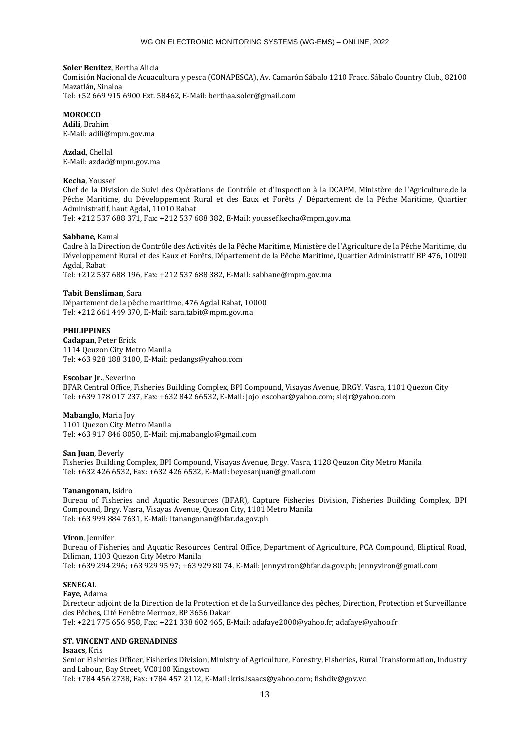**Soler Benitez**, Bertha Alicia
Comisión Nacional de Acuacultura y pesca (CONAPESCA), Av. Camarón Sábalo 1210 Fracc. Sábalo Country Club., 82100 Mazatlán, Sinaloa
Tel: +52 669 915 6900 Ext. 58462, E-Mail: berthaa.soler@gmail.com

**MOROCCO**

**Adili**, Brahim
E-Mail: adili@mpm.gov.ma

**Azdad**, Chellal
E-Mail: azdad@mpm.gov.ma

**Kecha**, Youssef
Chef de la Division de Suivi des Opérations de Contrôle et d'Inspection à la DCAPM, Ministère de l'Agriculture,de la Pêche Maritime, du Développement Rural et des Eaux et Forêts / Département de la Pêche Maritime, Quartier Administratif, haut Agdal, 11010 Rabat
Tel: +212 537 688 371, Fax: +212 537 688 382, E-Mail: youssef.kecha@mpm.gov.ma

**Sabbane**, Kamal
Cadre à la Direction de Contrôle des Activités de la Pêche Maritime, Ministère de l'Agriculture de la Pêche Maritime, du Développement Rural et des Eaux et Forêts, Département de la Pêche Maritime, Quartier Administratif BP 476, 10090 Agdal, Rabat
Tel: +212 537 688 196, Fax: +212 537 688 382, E-Mail: sabbane@mpm.gov.ma

**Tabit Bensliman**, Sara
Département de la pêche maritime, 476 Agdal Rabat, 10000
Tel: +212 661 449 370, E-Mail: sara.tabit@mpm.gov.ma

**PHILIPPINES**

**Cadapan**, Peter Erick
1114 Qeuzon City Metro Manila
Tel: +63 928 188 3100, E-Mail: pedangs@yahoo.com

**Escobar Jr.**, Severino
BFAR Central Office, Fisheries Building Complex, BPI Compound, Visayas Avenue, BRGY. Vasra, 1101 Quezon City
Tel: +639 178 017 237, Fax: +632 842 66532, E-Mail: jojo_escobar@yahoo.com; slejr@yahoo.com

**Mabanglo**, Maria Joy
1101 Quezon City Metro Manila
Tel: +63 917 846 8050, E-Mail: mj.mabanglo@gmail.com

**San Juan**, Beverly
Fisheries Building Complex, BPI Compound, Visayas Avenue, Brgy. Vasra, 1128 Qeuzon City Metro Manila
Tel: +632 426 6532, Fax: +632 426 6532, E-Mail: beyesanjuan@gmail.com

**Tanangonan**, Isidro
Bureau of Fisheries and Aquatic Resources (BFAR), Capture Fisheries Division, Fisheries Building Complex, BPI Compound, Brgy. Vasra, Visayas Avenue, Quezon City, 1101 Metro Manila
Tel: +63 999 884 7631, E-Mail: itanangonan@bfar.da.gov.ph

**Viron**, Jennifer
Bureau of Fisheries and Aquatic Resources Central Office, Department of Agriculture, PCA Compound, Eliptical Road, Diliman, 1103 Quezon City Metro Manila
Tel: +639 294 296; +63 929 95 97; +63 929 80 74, E-Mail: jennyviron@bfar.da.gov.ph; jennyviron@gmail.com

**SENEGAL**

**Faye**, Adama
Directeur adjoint de la Direction de la Protection et de la Surveillance des pêches, Direction, Protection et Surveillance des Pêches, Cité Fenêtre Mermoz, BP 3656 Dakar
Tel: +221 775 656 958, Fax: +221 338 602 465, E-Mail: adafaye2000@yahoo.fr; adafaye@yahoo.fr

**ST. VINCENT AND GRENADINES**

**Isaacs**, Kris
Senior Fisheries Officer, Fisheries Division, Ministry of Agriculture, Forestry, Fisheries, Rural Transformation, Industry and Labour, Bay Street, VC0100 Kingstown
Tel: +784 456 2738, Fax: +784 457 2112, E-Mail: kris.isaacs@yahoo.com; fishdiv@gov.vc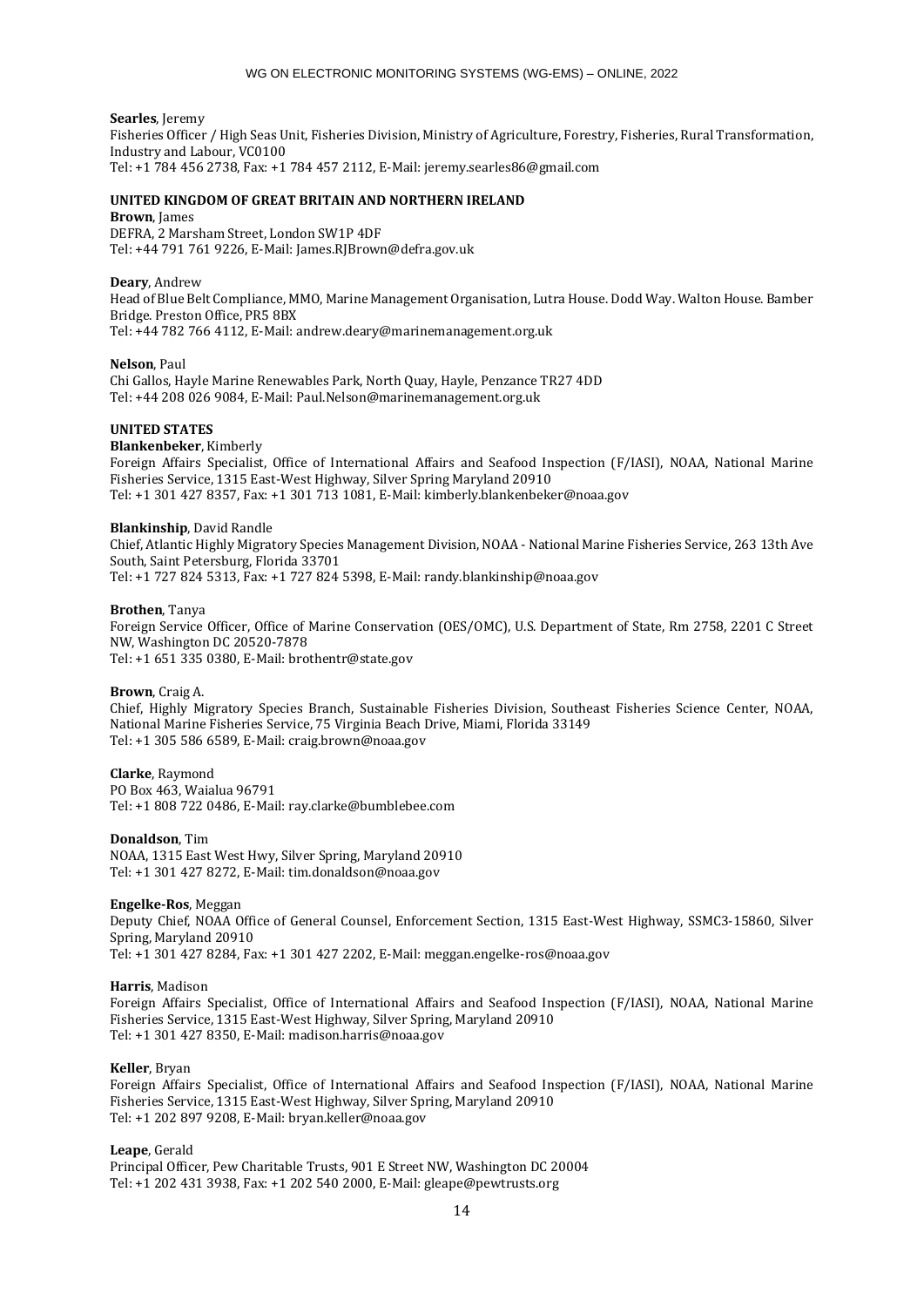**Searles**, Jeremy
Fisheries Officer / High Seas Unit, Fisheries Division, Ministry of Agriculture, Forestry, Fisheries, Rural Transformation, Industry and Labour, VC0100
Tel: +1 784 456 2738, Fax: +1 784 457 2112, E-Mail: jeremy.searles86@gmail.com

**UNITED KINGDOM OF GREAT BRITAIN AND NORTHERN IRELAND**

**Brown**, James
DEFRA, 2 Marsham Street, London SW1P 4DF
Tel: +44 791 761 9226, E-Mail: James.RJBrown@defra.gov.uk

**Deary**, Andrew
Head of Blue Belt Compliance, MMO, Marine Management Organisation, Lutra House. Dodd Way. Walton House. Bamber Bridge. Preston Office, PR5 8BX
Tel: +44 782 766 4112, E-Mail: andrew.deary@marinemanagement.org.uk

**Nelson**, Paul
Chi Gallos, Hayle Marine Renewables Park, North Quay, Hayle, Penzance TR27 4DD
Tel: +44 208 026 9084, E-Mail: Paul.Nelson@marinemanagement.org.uk

**UNITED STATES**

**Blankenbeker**, Kimberly
Foreign Affairs Specialist, Office of International Affairs and Seafood Inspection (F/IASI), NOAA, National Marine Fisheries Service, 1315 East-West Highway, Silver Spring Maryland 20910
Tel: +1 301 427 8357, Fax: +1 301 713 1081, E-Mail: kimberly.blankenbeker@noaa.gov

**Blankinship**, David Randle
Chief, Atlantic Highly Migratory Species Management Division, NOAA - National Marine Fisheries Service, 263 13th Ave South, Saint Petersburg, Florida 33701
Tel: +1 727 824 5313, Fax: +1 727 824 5398, E-Mail: randy.blankinship@noaa.gov

**Brothen**, Tanya
Foreign Service Officer, Office of Marine Conservation (OES/OMC), U.S. Department of State, Rm 2758, 2201 C Street NW, Washington DC 20520-7878
Tel: +1 651 335 0380, E-Mail: brothentr@state.gov

**Brown**, Craig A.
Chief, Highly Migratory Species Branch, Sustainable Fisheries Division, Southeast Fisheries Science Center, NOAA, National Marine Fisheries Service, 75 Virginia Beach Drive, Miami, Florida 33149
Tel: +1 305 586 6589, E-Mail: craig.brown@noaa.gov

**Clarke**, Raymond
PO Box 463, Waialua 96791
Tel: +1 808 722 0486, E-Mail: ray.clarke@bumblebee.com

**Donaldson**, Tim
NOAA, 1315 East West Hwy, Silver Spring, Maryland 20910
Tel: +1 301 427 8272, E-Mail: tim.donaldson@noaa.gov

**Engelke-Ros**, Meggan
Deputy Chief, NOAA Office of General Counsel, Enforcement Section, 1315 East-West Highway, SSMC3-15860, Silver Spring, Maryland 20910
Tel: +1 301 427 8284, Fax: +1 301 427 2202, E-Mail: meggan.engelke-ros@noaa.gov

**Harris**, Madison
Foreign Affairs Specialist, Office of International Affairs and Seafood Inspection (F/IASI), NOAA, National Marine Fisheries Service, 1315 East-West Highway, Silver Spring, Maryland 20910
Tel: +1 301 427 8350, E-Mail: madison.harris@noaa.gov

**Keller**, Bryan
Foreign Affairs Specialist, Office of International Affairs and Seafood Inspection (F/IASI), NOAA, National Marine Fisheries Service, 1315 East-West Highway, Silver Spring, Maryland 20910
Tel: +1 202 897 9208, E-Mail: bryan.keller@noaa.gov

**Leape**, Gerald
Principal Officer, Pew Charitable Trusts, 901 E Street NW, Washington DC 20004
Tel: +1 202 431 3938, Fax: +1 202 540 2000, E-Mail: gleape@pewtrusts.org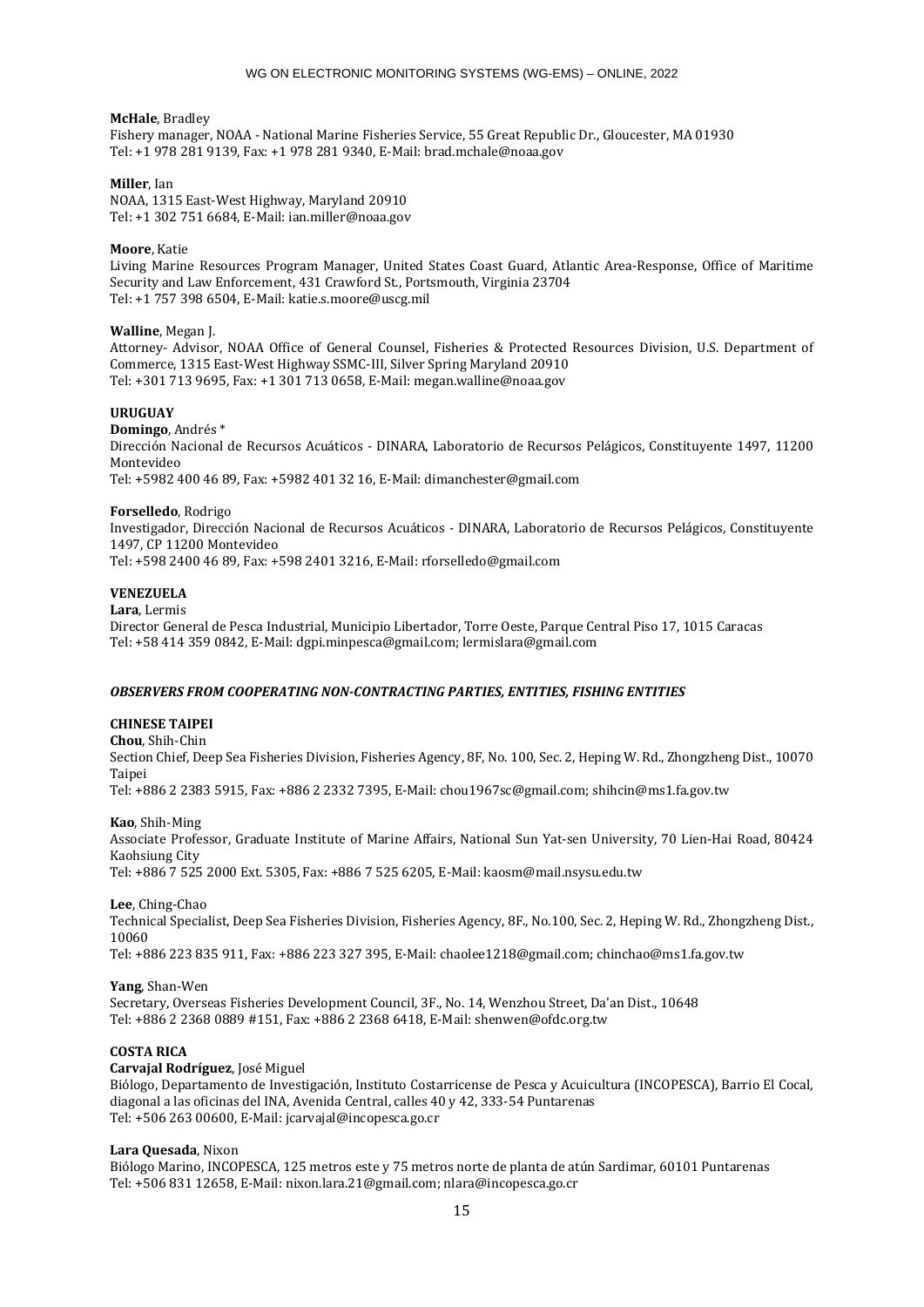**McHale**, Bradley
Fishery manager, NOAA - National Marine Fisheries Service, 55 Great Republic Dr., Gloucester, MA 01930
Tel: +1 978 281 9139, Fax: +1 978 281 9340, E-Mail: brad.mchale@noaa.gov

**Miller**, Ian
NOAA, 1315 East-West Highway, Maryland 20910
Tel: +1 302 751 6684, E-Mail: ian.miller@noaa.gov

**Moore**, Katie
Living Marine Resources Program Manager, United States Coast Guard, Atlantic Area-Response, Office of Maritime Security and Law Enforcement, 431 Crawford St., Portsmouth, Virginia 23704
Tel: +1 757 398 6504, E-Mail: katie.s.moore@uscg.mil

**Walline**, Megan J.
Attorney- Advisor, NOAA Office of General Counsel, Fisheries & Protected Resources Division, U.S. Department of Commerce, 1315 East-West Highway SSMC-III, Silver Spring Maryland 20910
Tel: +301 713 9695, Fax: +1 301 713 0658, E-Mail: megan.walline@noaa.gov

**URUGUAY**

**Domingo**, Andrés *
Dirección Nacional de Recursos Acuáticos - DINARA, Laboratorio de Recursos Pelágicos, Constituyente 1497, 11200 Montevideo
Tel: +5982 400 46 89, Fax: +5982 401 32 16, E-Mail: dimanchester@gmail.com

**Forselledo**, Rodrigo
Investigador, Dirección Nacional de Recursos Acuáticos - DINARA, Laboratorio de Recursos Pelágicos, Constituyente 1497, CP 11200 Montevideo
Tel: +598 2400 46 89, Fax: +598 2401 3216, E-Mail: rforselledo@gmail.com

**VENEZUELA**

**Lara**, Lermis
Director General de Pesca Industrial, Municipio Libertador, Torre Oeste, Parque Central Piso 17, 1015 Caracas
Tel: +58 414 359 0842, E-Mail: dgpi.minpesca@gmail.com; lermislara@gmail.com

***OBSERVERS FROM COOPERATING NON-CONTRACTING PARTIES, ENTITIES, FISHING ENTITIES***

**CHINESE TAIPEI**

**Chou**, Shih-Chin
Section Chief, Deep Sea Fisheries Division, Fisheries Agency, 8F, No. 100, Sec. 2, Heping W. Rd., Zhongzheng Dist., 10070 Taipei
Tel: +886 2 2383 5915, Fax: +886 2 2332 7395, E-Mail: chou1967sc@gmail.com; shihcin@ms1.fa.gov.tw

**Kao**, Shih-Ming
Associate Professor, Graduate Institute of Marine Affairs, National Sun Yat-sen University, 70 Lien-Hai Road, 80424 Kaohsiung City
Tel: +886 7 525 2000 Ext. 5305, Fax: +886 7 525 6205, E-Mail: kaosm@mail.nsysu.edu.tw

**Lee**, Ching-Chao
Technical Specialist, Deep Sea Fisheries Division, Fisheries Agency, 8F., No.100, Sec. 2, Heping W. Rd., Zhongzheng Dist., 10060
Tel: +886 223 835 911, Fax: +886 223 327 395, E-Mail: chaolee1218@gmail.com; chinchao@ms1.fa.gov.tw

**Yang**, Shan-Wen
Secretary, Overseas Fisheries Development Council, 3F., No. 14, Wenzhou Street, Da'an Dist., 10648
Tel: +886 2 2368 0889 #151, Fax: +886 2 2368 6418, E-Mail: shenwen@ofdc.org.tw

**COSTA RICA**

**Carvajal Rodríguez**, José Miguel
Biólogo, Departamento de Investigación, Instituto Costarricense de Pesca y Acuicultura (INCOPESCA), Barrio El Cocal, diagonal a las oficinas del INA, Avenida Central, calles 40 y 42, 333-54 Puntarenas
Tel: +506 263 00600, E-Mail: jcarvajal@incopesca.go.cr

**Lara Quesada**, Nixon
Biólogo Marino, INCOPESCA, 125 metros este y 75 metros norte de planta de atún Sardimar, 60101 Puntarenas
Tel: +506 831 12658, E-Mail: nixon.lara.21@gmail.com; nlara@incopesca.go.cr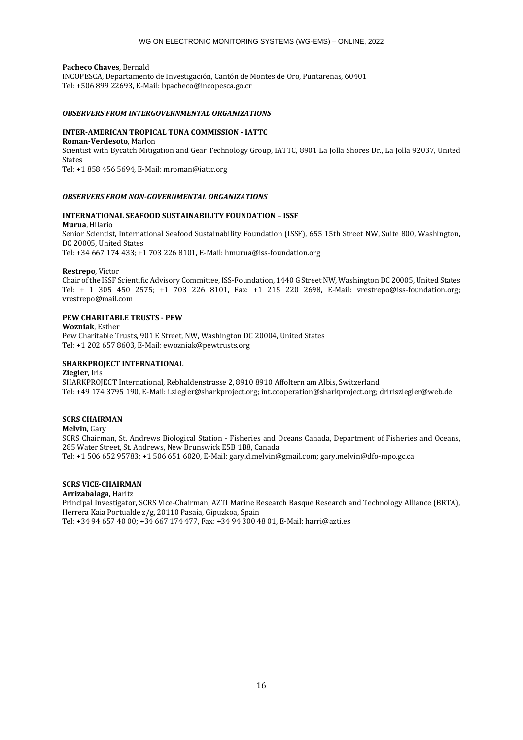**Pacheco Chaves**, Bernald
INCOPESCA, Departamento de Investigación, Cantón de Montes de Oro, Puntarenas, 60401
Tel: +506 899 22693, E-Mail: bpacheco@incopesca.go.cr

***OBSERVERS FROM INTERGOVERNMENTAL ORGANIZATIONS***

**INTER-AMERICAN TROPICAL TUNA COMMISSION - IATTC**

**Roman-Verdesoto**, Marlon
Scientist with Bycatch Mitigation and Gear Technology Group, IATTC, 8901 La Jolla Shores Dr., La Jolla 92037, United States
Tel: +1 858 456 5694, E-Mail: mroman@iattc.org

***OBSERVERS FROM NON-GOVERNMENTAL ORGANIZATIONS***

**INTERNATIONAL SEAFOOD SUSTAINABILITY FOUNDATION – ISSF**

**Murua**, Hilario
Senior Scientist, International Seafood Sustainability Foundation (ISSF), 655 15th Street NW, Suite 800, Washington, DC 20005, United States
Tel: +34 667 174 433; +1 703 226 8101, E-Mail: hmurua@iss-foundation.org

**Restrepo**, Víctor
Chair of the ISSF Scientific Advisory Committee, ISS-Foundation, 1440 G Street NW, Washington DC 20005, United States
Tel: + 1 305 450 2575; +1 703 226 8101, Fax: +1 215 220 2698, E-Mail: vrestrepo@iss-foundation.org; vrestrepo@mail.com

**PEW CHARITABLE TRUSTS - PEW**

**Wozniak**, Esther
Pew Charitable Trusts, 901 E Street, NW, Washington DC 20004, United States
Tel: +1 202 657 8603, E-Mail: ewozniak@pewtrusts.org

**SHARKPROJECT INTERNATIONAL**

**Ziegler**, Iris
SHARKPROJECT International, Rebhaldenstrasse 2, 8910 8910 Affoltern am Albis, Switzerland
Tel: +49 174 3795 190, E-Mail: i.ziegler@sharkproject.org; int.cooperation@sharkproject.org; dririsziegler@web.de

**SCRS CHAIRMAN**

**Melvin**, Gary
SCRS Chairman, St. Andrews Biological Station - Fisheries and Oceans Canada, Department of Fisheries and Oceans, 285 Water Street, St. Andrews, New Brunswick E5B 1B8, Canada
Tel: +1 506 652 95783; +1 506 651 6020, E-Mail: gary.d.melvin@gmail.com; gary.melvin@dfo-mpo.gc.ca

**SCRS VICE-CHAIRMAN**

**Arrizabalaga**, Haritz
Principal Investigator, SCRS Vice-Chairman, AZTI Marine Research Basque Research and Technology Alliance (BRTA), Herrera Kaia Portualde z/g, 20110 Pasaia, Gipuzkoa, Spain
Tel: +34 94 657 40 00; +34 667 174 477, Fax: +34 94 300 48 01, E-Mail: harri@azti.es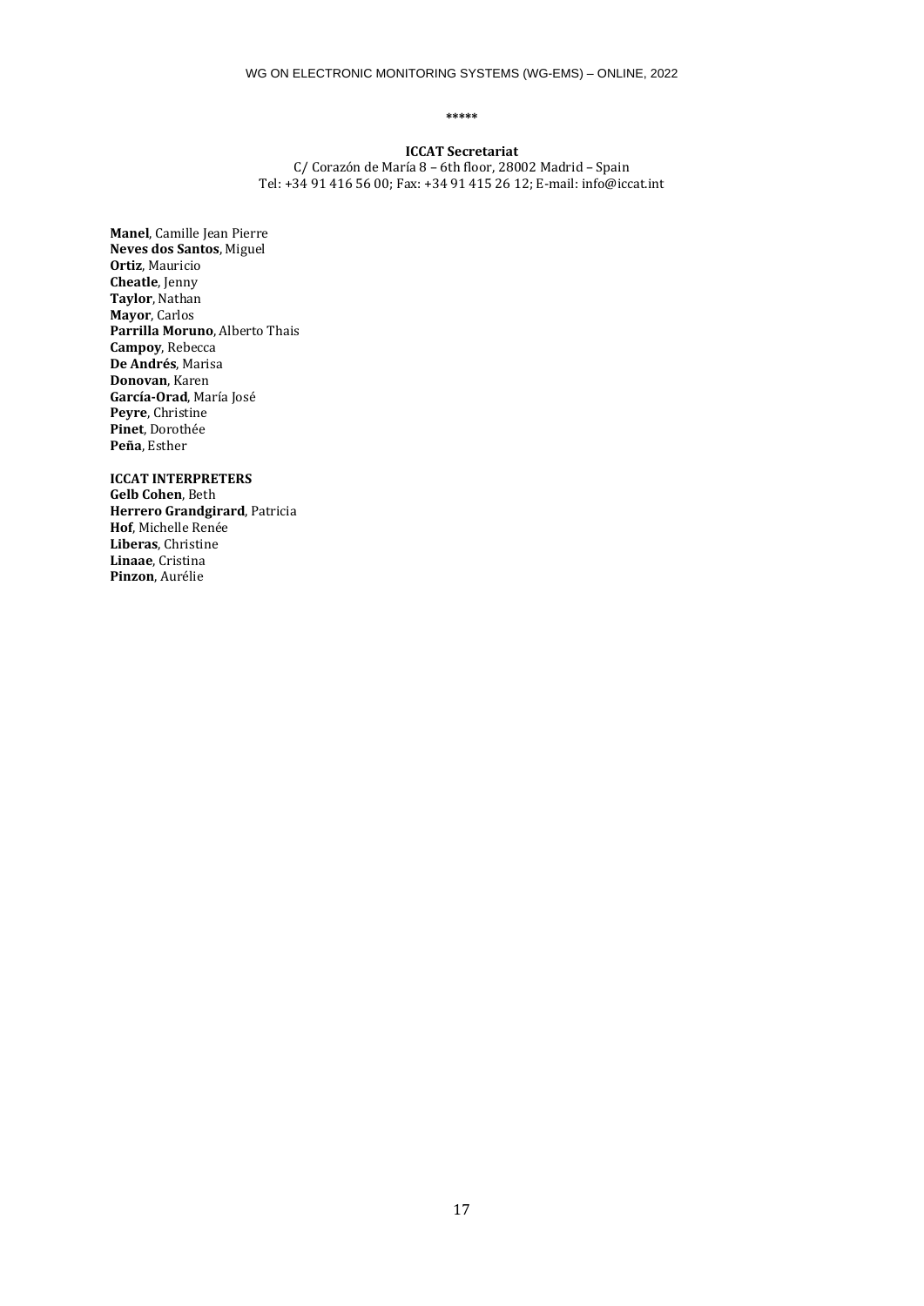*****

**ICCAT Secretariat**
C/ Corazón de María 8 – 6th floor, 28002 Madrid – Spain
Tel: +34 91 416 56 00; Fax: +34 91 415 26 12; E-mail: info@iccat.int

**Manel**, Camille Jean Pierre
**Neves dos Santos**, Miguel
**Ortiz**, Mauricio
**Cheatle**, Jenny
**Taylor**, Nathan
**Mayor**, Carlos
**Parrilla Moruno**, Alberto Thais
**Campoy**, Rebecca
**De Andrés**, Marisa
**Donovan**, Karen
**García-Orad**, María José
**Peyre**, Christine
**Pinet**, Dorothée
**Peña**, Esther

**ICCAT INTERPRETERS**
**Gelb Cohen**, Beth
**Herrero Grandgirard**, Patricia
**Hof**, Michelle Renée
**Liberas**, Christine
**Linaae**, Cristina
**Pinzon**, Aurélie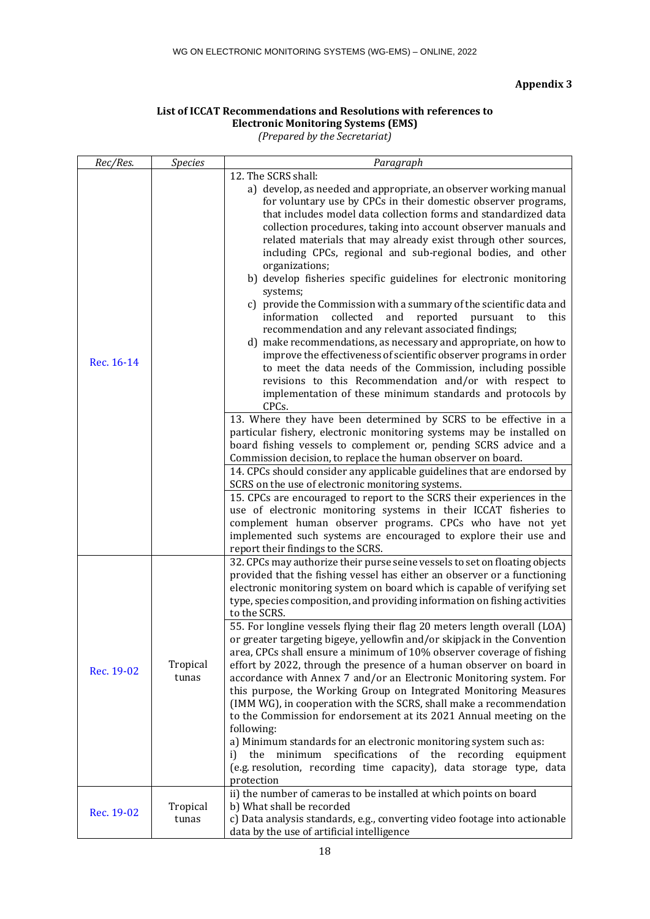**Appendix 3**

**List of ICCAT Recommendations and Resolutions with references to Electronic Monitoring Systems (EMS)**
*(Prepared by the Secretariat)*

| *Rec/Res.* | *Species* | *Paragraph* |
|---|---|---|
| Rec. 16-14 | | 12. The SCRS shall:<br>a) develop, as needed and appropriate, an observer working manual for voluntary use by CPCs in their domestic observer programs, that includes model data collection forms and standardized data collection procedures, taking into account observer manuals and related materials that may already exist through other sources, including CPCs, regional and sub-regional bodies, and other organizations;<br>b) develop fisheries specific guidelines for electronic monitoring systems;<br>c) provide the Commission with a summary of the scientific data and information collected and reported pursuant to this recommendation and any relevant associated findings;<br>d) make recommendations, as necessary and appropriate, on how to improve the effectiveness of scientific observer programs in order to meet the data needs of the Commission, including possible revisions to this Recommendation and/or with respect to implementation of these minimum standards and protocols by CPCs. |
| | | 13. Where they have been determined by SCRS to be effective in a particular fishery, electronic monitoring systems may be installed on board fishing vessels to complement or, pending SCRS advice and a Commission decision, to replace the human observer on board. |
| | | 14. CPCs should consider any applicable guidelines that are endorsed by SCRS on the use of electronic monitoring systems. |
| | | 15. CPCs are encouraged to report to the SCRS their experiences in the use of electronic monitoring systems in their ICCAT fisheries to complement human observer programs. CPCs who have not yet implemented such systems are encouraged to explore their use and report their findings to the SCRS. |
| Rec. 19-02 | Tropical tunas | 32. CPCs may authorize their purse seine vessels to set on floating objects provided that the fishing vessel has either an observer or a functioning electronic monitoring system on board which is capable of verifying set type, species composition, and providing information on fishing activities to the SCRS. |
| | | 55. For longline vessels flying their flag 20 meters length overall (LOA) or greater targeting bigeye, yellowfin and/or skipjack in the Convention area, CPCs shall ensure a minimum of 10% observer coverage of fishing effort by 2022, through the presence of a human observer on board in accordance with Annex 7 and/or an Electronic Monitoring system. For this purpose, the Working Group on Integrated Monitoring Measures (IMM WG), in cooperation with the SCRS, shall make a recommendation to the Commission for endorsement at its 2021 Annual meeting on the following:<br>a) Minimum standards for an electronic monitoring system such as:<br>i) the minimum specifications of the recording equipment (e.g. resolution, recording time capacity), data storage type, data protection |
| Rec. 19-02 | Tropical tunas | ii) the number of cameras to be installed at which points on board<br>b) What shall be recorded<br>c) Data analysis standards, e.g., converting video footage into actionable data by the use of artificial intelligence |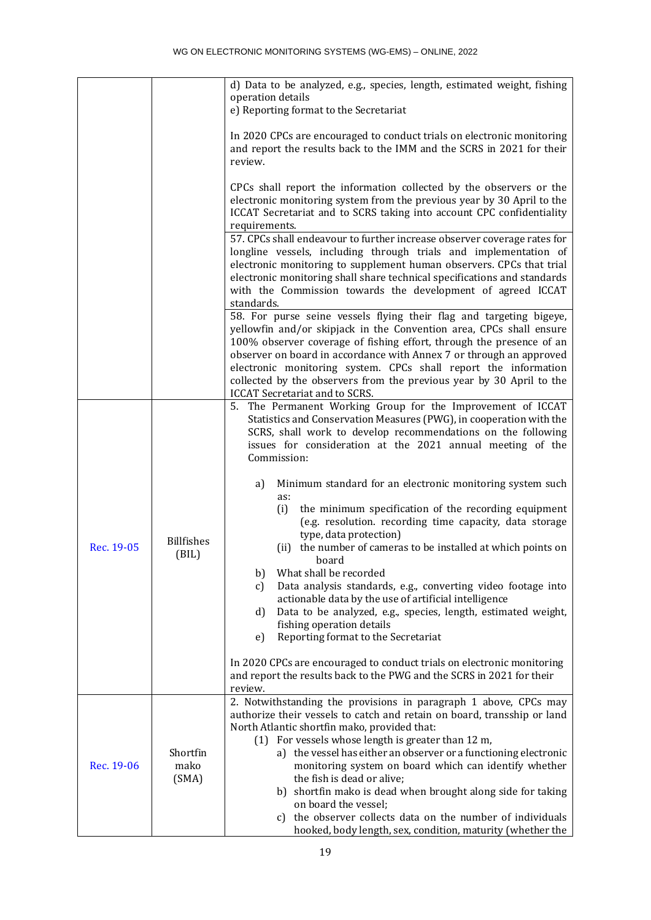| | | |
|---|---|---|
| | | d) Data to be analyzed, e.g., species, length, estimated weight, fishing operation details<br>e) Reporting format to the Secretariat<br><br>In 2020 CPCs are encouraged to conduct trials on electronic monitoring and report the results back to the IMM and the SCRS in 2021 for their review.<br><br>CPCs shall report the information collected by the observers or the electronic monitoring system from the previous year by 30 April to the ICCAT Secretariat and to SCRS taking into account CPC confidentiality requirements. |
| | | 57. CPCs shall endeavour to further increase observer coverage rates for longline vessels, including through trials and implementation of electronic monitoring to supplement human observers. CPCs that trial electronic monitoring shall share technical specifications and standards with the Commission towards the development of agreed ICCAT standards. |
| | | 58. For purse seine vessels flying their flag and targeting bigeye, yellowfin and/or skipjack in the Convention area, CPCs shall ensure 100% observer coverage of fishing effort, through the presence of an observer on board in accordance with Annex 7 or through an approved electronic monitoring system. CPCs shall report the information collected by the observers from the previous year by 30 April to the ICCAT Secretariat and to SCRS. |
| Rec. 19-05 | Billfishes (BIL) | 5. The Permanent Working Group for the Improvement of ICCAT Statistics and Conservation Measures (PWG), in cooperation with the SCRS, shall work to develop recommendations on the following issues for consideration at the 2021 annual meeting of the Commission:<br><br>a) Minimum standard for an electronic monitoring system such as:<br>(i) the minimum specification of the recording equipment (e.g. resolution. recording time capacity, data storage type, data protection)<br>(ii) the number of cameras to be installed at which points on board<br>b) What shall be recorded<br>c) Data analysis standards, e.g., converting video footage into actionable data by the use of artificial intelligence<br>d) Data to be analyzed, e.g., species, length, estimated weight, fishing operation details<br>e) Reporting format to the Secretariat<br><br>In 2020 CPCs are encouraged to conduct trials on electronic monitoring and report the results back to the PWG and the SCRS in 2021 for their review. |
| Rec. 19-06 | Shortfin mako (SMA) | 2. Notwithstanding the provisions in paragraph 1 above, CPCs may authorize their vessels to catch and retain on board, tranship or land North Atlantic shortfin mako, provided that:<br>(1) For vessels whose length is greater than 12 m,<br>a) the vessel has either an observer or a functioning electronic monitoring system on board which can identify whether the fish is dead or alive;<br>b) shortfin mako is dead when brought along side for taking on board the vessel;<br>c) the observer collects data on the number of individuals hooked, body length, sex, condition, maturity (whether the |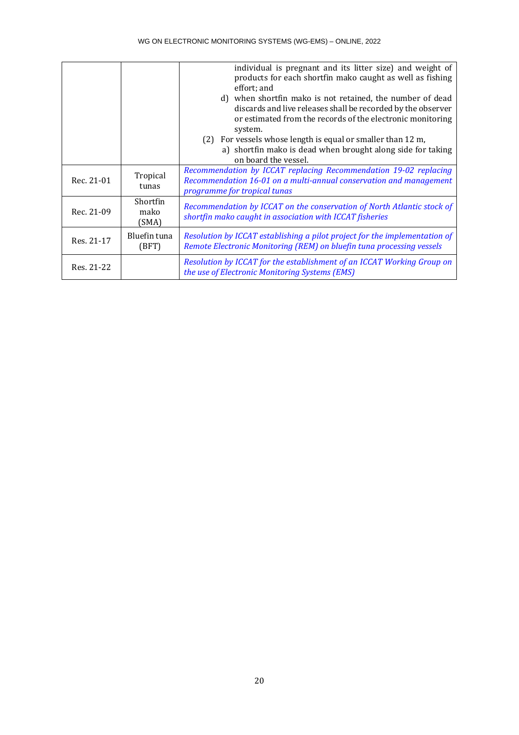| | | |
|---|---|---|
| | | individual is pregnant and its litter size) and weight of products for each shortfin mako caught as well as fishing effort; and<br>d) when shortfin mako is not retained, the number of dead discards and live releases shall be recorded by the observer or estimated from the records of the electronic monitoring system.<br>(2) For vessels whose length is equal or smaller than 12 m,<br>a) shortfin mako is dead when brought along side for taking on board the vessel. |
| Rec. 21-01 | Tropical tunas | *Recommendation by ICCAT replacing Recommendation 19-02 replacing Recommendation 16-01 on a multi-annual conservation and management programme for tropical tunas* |
| Rec. 21-09 | Shortfin mako (SMA) | *Recommendation by ICCAT on the conservation of North Atlantic stock of shortfin mako caught in association with ICCAT fisheries* |
| Res. 21-17 | Bluefin tuna (BFT) | *Resolution by ICCAT establishing a pilot project for the implementation of Remote Electronic Monitoring (REM) on bluefin tuna processing vessels* |
| Res. 21-22 | | *Resolution by ICCAT for the establishment of an ICCAT Working Group on the use of Electronic Monitoring Systems (EMS)* |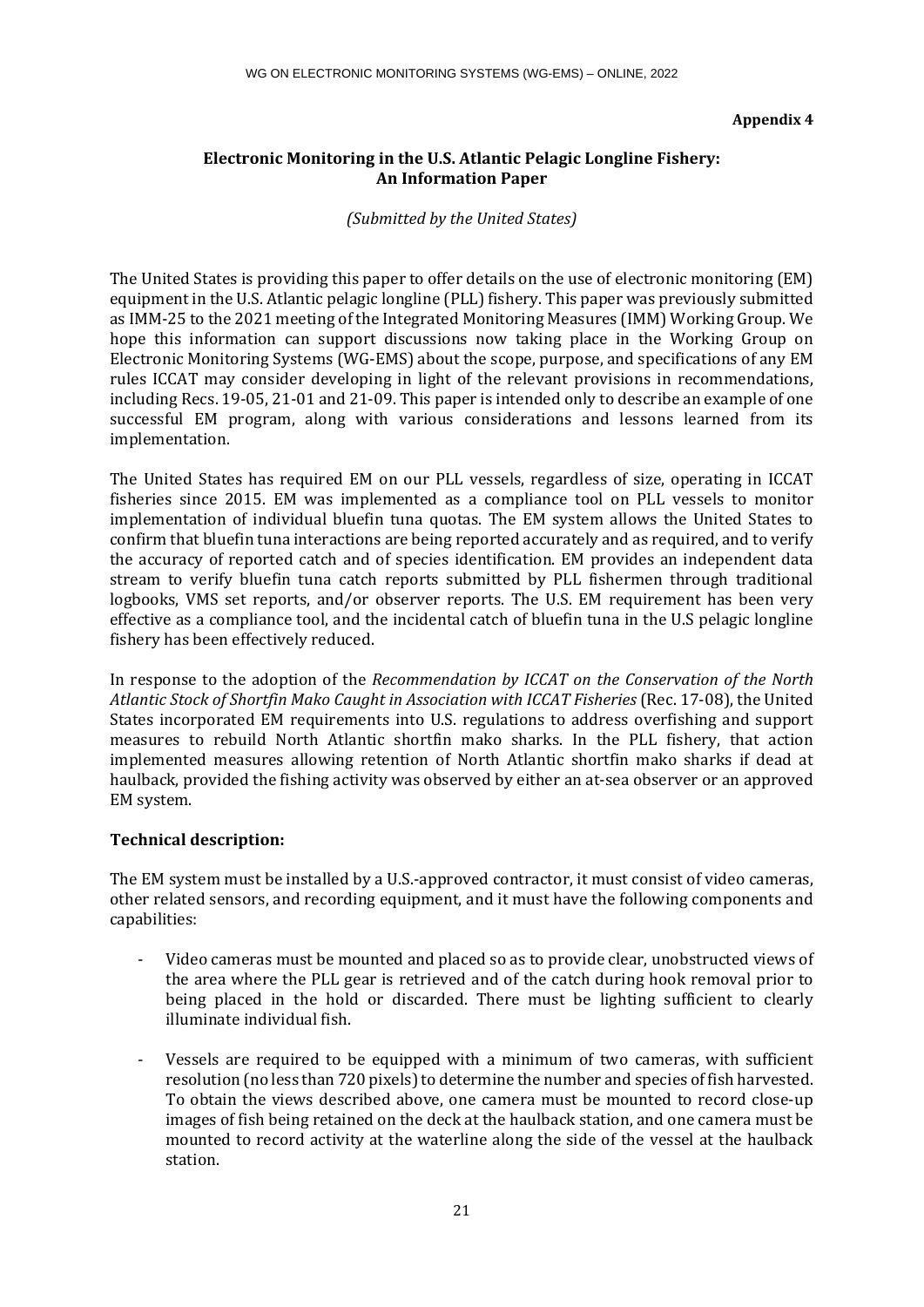**Appendix 4**

## Electronic Monitoring in the U.S. Atlantic Pelagic Longline Fishery: An Information Paper

*(Submitted by the United States)*

The United States is providing this paper to offer details on the use of electronic monitoring (EM) equipment in the U.S. Atlantic pelagic longline (PLL) fishery. This paper was previously submitted as IMM-25 to the 2021 meeting of the Integrated Monitoring Measures (IMM) Working Group. We hope this information can support discussions now taking place in the Working Group on Electronic Monitoring Systems (WG-EMS) about the scope, purpose, and specifications of any EM rules ICCAT may consider developing in light of the relevant provisions in recommendations, including Recs. 19-05, 21-01 and 21-09. This paper is intended only to describe an example of one successful EM program, along with various considerations and lessons learned from its implementation.

The United States has required EM on our PLL vessels, regardless of size, operating in ICCAT fisheries since 2015. EM was implemented as a compliance tool on PLL vessels to monitor implementation of individual bluefin tuna quotas. The EM system allows the United States to confirm that bluefin tuna interactions are being reported accurately and as required, and to verify the accuracy of reported catch and of species identification. EM provides an independent data stream to verify bluefin tuna catch reports submitted by PLL fishermen through traditional logbooks, VMS set reports, and/or observer reports. The U.S. EM requirement has been very effective as a compliance tool, and the incidental catch of bluefin tuna in the U.S pelagic longline fishery has been effectively reduced.

In response to the adoption of the *Recommendation by ICCAT on the Conservation of the North Atlantic Stock of Shortfin Mako Caught in Association with ICCAT Fisheries* (Rec. 17-08), the United States incorporated EM requirements into U.S. regulations to address overfishing and support measures to rebuild North Atlantic shortfin mako sharks. In the PLL fishery, that action implemented measures allowing retention of North Atlantic shortfin mako sharks if dead at haulback, provided the fishing activity was observed by either an at-sea observer or an approved EM system.

### Technical description:

The EM system must be installed by a U.S.-approved contractor, it must consist of video cameras, other related sensors, and recording equipment, and it must have the following components and capabilities:

- Video cameras must be mounted and placed so as to provide clear, unobstructed views of the area where the PLL gear is retrieved and of the catch during hook removal prior to being placed in the hold or discarded. There must be lighting sufficient to clearly illuminate individual fish.

- Vessels are required to be equipped with a minimum of two cameras, with sufficient resolution (no less than 720 pixels) to determine the number and species of fish harvested. To obtain the views described above, one camera must be mounted to record close-up images of fish being retained on the deck at the haulback station, and one camera must be mounted to record activity at the waterline along the side of the vessel at the haulback station.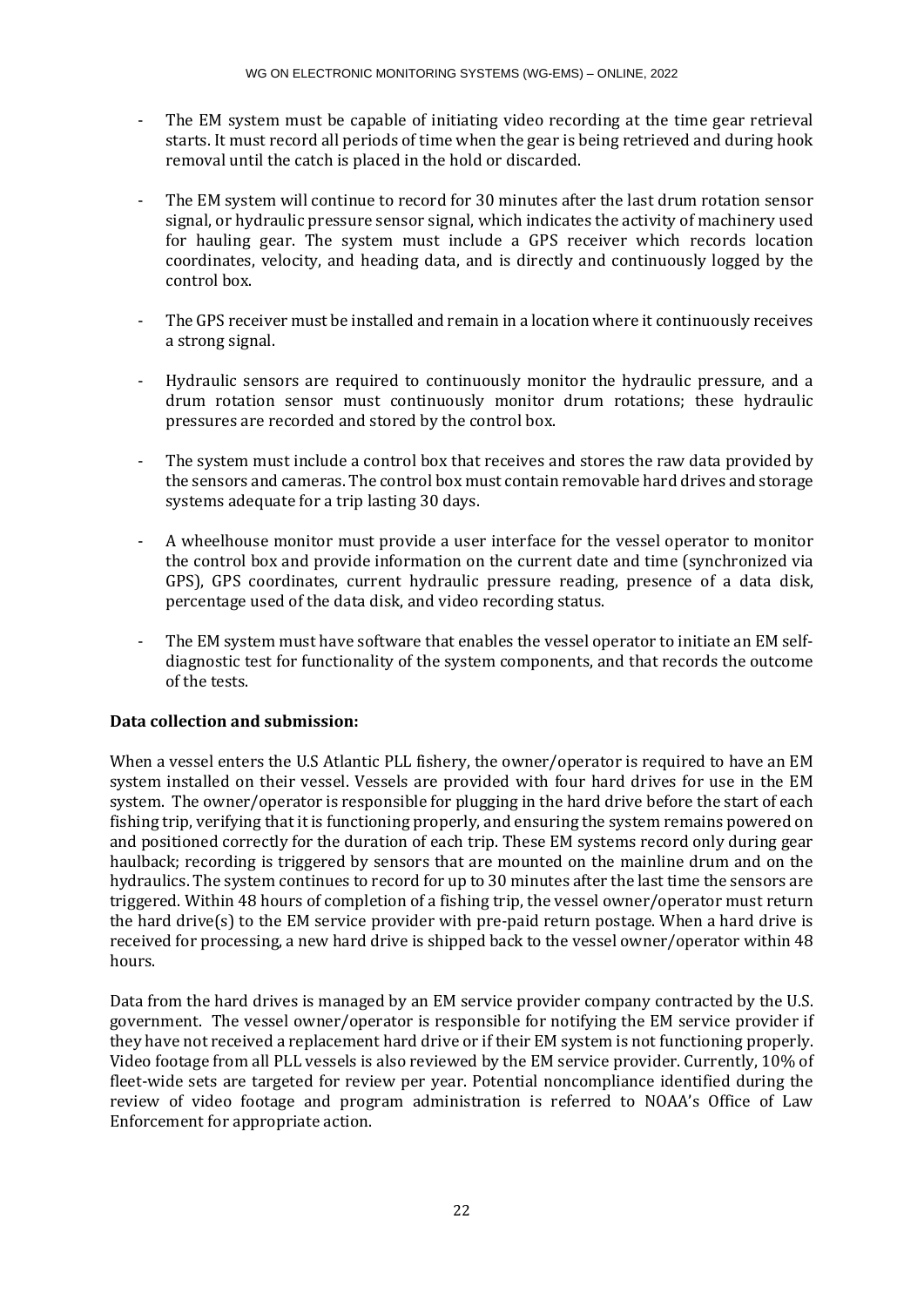- The EM system must be capable of initiating video recording at the time gear retrieval starts. It must record all periods of time when the gear is being retrieved and during hook removal until the catch is placed in the hold or discarded.

- The EM system will continue to record for 30 minutes after the last drum rotation sensor signal, or hydraulic pressure sensor signal, which indicates the activity of machinery used for hauling gear. The system must include a GPS receiver which records location coordinates, velocity, and heading data, and is directly and continuously logged by the control box.

- The GPS receiver must be installed and remain in a location where it continuously receives a strong signal.

- Hydraulic sensors are required to continuously monitor the hydraulic pressure, and a drum rotation sensor must continuously monitor drum rotations; these hydraulic pressures are recorded and stored by the control box.

- The system must include a control box that receives and stores the raw data provided by the sensors and cameras. The control box must contain removable hard drives and storage systems adequate for a trip lasting 30 days.

- A wheelhouse monitor must provide a user interface for the vessel operator to monitor the control box and provide information on the current date and time (synchronized via GPS), GPS coordinates, current hydraulic pressure reading, presence of a data disk, percentage used of the data disk, and video recording status.

- The EM system must have software that enables the vessel operator to initiate an EM self-diagnostic test for functionality of the system components, and that records the outcome of the tests.

**Data collection and submission:**

When a vessel enters the U.S Atlantic PLL fishery, the owner/operator is required to have an EM system installed on their vessel. Vessels are provided with four hard drives for use in the EM system. The owner/operator is responsible for plugging in the hard drive before the start of each fishing trip, verifying that it is functioning properly, and ensuring the system remains powered on and positioned correctly for the duration of each trip. These EM systems record only during gear haulback; recording is triggered by sensors that are mounted on the mainline drum and on the hydraulics. The system continues to record for up to 30 minutes after the last time the sensors are triggered. Within 48 hours of completion of a fishing trip, the vessel owner/operator must return the hard drive(s) to the EM service provider with pre-paid return postage. When a hard drive is received for processing, a new hard drive is shipped back to the vessel owner/operator within 48 hours.

Data from the hard drives is managed by an EM service provider company contracted by the U.S. government. The vessel owner/operator is responsible for notifying the EM service provider if they have not received a replacement hard drive or if their EM system is not functioning properly. Video footage from all PLL vessels is also reviewed by the EM service provider. Currently, 10% of fleet-wide sets are targeted for review per year. Potential noncompliance identified during the review of video footage and program administration is referred to NOAA's Office of Law Enforcement for appropriate action.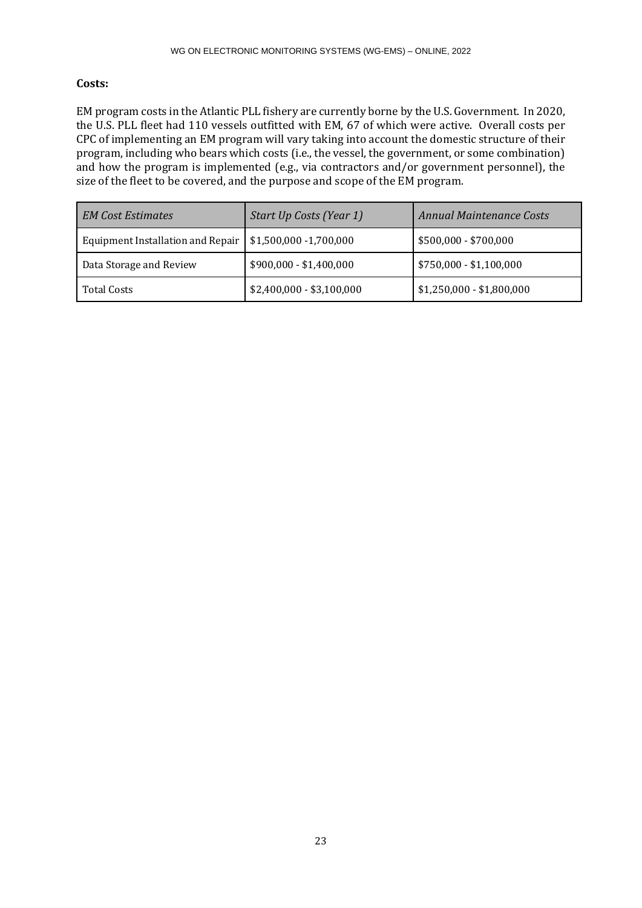**Costs:**

EM program costs in the Atlantic PLL fishery are currently borne by the U.S. Government. In 2020, the U.S. PLL fleet had 110 vessels outfitted with EM, 67 of which were active. Overall costs per CPC of implementing an EM program will vary taking into account the domestic structure of their program, including who bears which costs (i.e., the vessel, the government, or some combination) and how the program is implemented (e.g., via contractors and/or government personnel), the size of the fleet to be covered, and the purpose and scope of the EM program.

| *EM Cost Estimates* | *Start Up Costs (Year 1)* | *Annual Maintenance Costs* |
|---|---|---|
| Equipment Installation and Repair | $1,500,000 -1,700,000 | $500,000 - $700,000 |
| Data Storage and Review | $900,000 - $1,400,000 | $750,000 - $1,100,000 |
| Total Costs | $2,400,000 - $3,100,000 | $1,250,000 - $1,800,000 |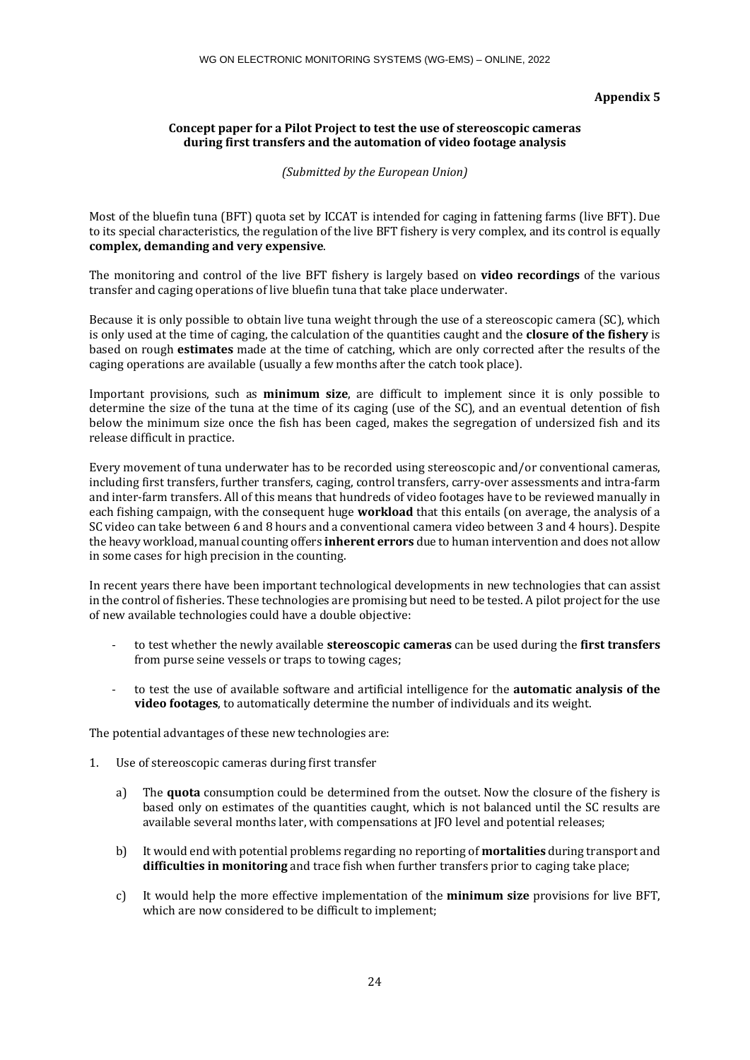**Appendix 5**

**Concept paper for a Pilot Project to test the use of stereoscopic cameras during first transfers and the automation of video footage analysis**

*(Submitted by the European Union)*

Most of the bluefin tuna (BFT) quota set by ICCAT is intended for caging in fattening farms (live BFT). Due to its special characteristics, the regulation of the live BFT fishery is very complex, and its control is equally **complex, demanding and very expensive**.

The monitoring and control of the live BFT fishery is largely based on **video recordings** of the various transfer and caging operations of live bluefin tuna that take place underwater.

Because it is only possible to obtain live tuna weight through the use of a stereoscopic camera (SC), which is only used at the time of caging, the calculation of the quantities caught and the **closure of the fishery** is based on rough **estimates** made at the time of catching, which are only corrected after the results of the caging operations are available (usually a few months after the catch took place).

Important provisions, such as **minimum size**, are difficult to implement since it is only possible to determine the size of the tuna at the time of its caging (use of the SC), and an eventual detention of fish below the minimum size once the fish has been caged, makes the segregation of undersized fish and its release difficult in practice.

Every movement of tuna underwater has to be recorded using stereoscopic and/or conventional cameras, including first transfers, further transfers, caging, control transfers, carry-over assessments and intra-farm and inter-farm transfers. All of this means that hundreds of video footages have to be reviewed manually in each fishing campaign, with the consequent huge **workload** that this entails (on average, the analysis of a SC video can take between 6 and 8 hours and a conventional camera video between 3 and 4 hours). Despite the heavy workload, manual counting offers **inherent errors** due to human intervention and does not allow in some cases for high precision in the counting.

In recent years there have been important technological developments in new technologies that can assist in the control of fisheries. These technologies are promising but need to be tested. A pilot project for the use of new available technologies could have a double objective:

- to test whether the newly available **stereoscopic cameras** can be used during the **first transfers** from purse seine vessels or traps to towing cages;
- to test the use of available software and artificial intelligence for the **automatic analysis of the video footages**, to automatically determine the number of individuals and its weight.

The potential advantages of these new technologies are:

1. Use of stereoscopic cameras during first transfer

   a) The **quota** consumption could be determined from the outset. Now the closure of the fishery is based only on estimates of the quantities caught, which is not balanced until the SC results are available several months later, with compensations at JFO level and potential releases;

   b) It would end with potential problems regarding no reporting of **mortalities** during transport and **difficulties in monitoring** and trace fish when further transfers prior to caging take place;

   c) It would help the more effective implementation of the **minimum size** provisions for live BFT, which are now considered to be difficult to implement;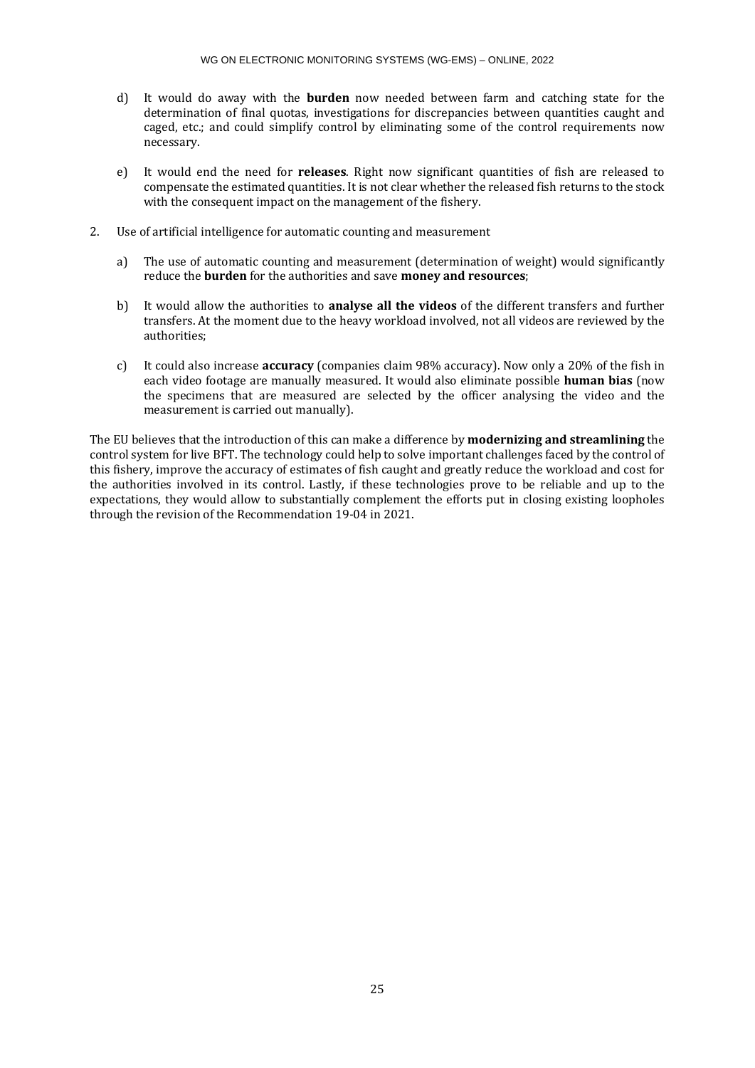d) It would do away with the **burden** now needed between farm and catching state for the determination of final quotas, investigations for discrepancies between quantities caught and caged, etc.; and could simplify control by eliminating some of the control requirements now necessary.

e) It would end the need for **releases**. Right now significant quantities of fish are released to compensate the estimated quantities. It is not clear whether the released fish returns to the stock with the consequent impact on the management of the fishery.

2. Use of artificial intelligence for automatic counting and measurement

a) The use of automatic counting and measurement (determination of weight) would significantly reduce the **burden** for the authorities and save **money and resources**;

b) It would allow the authorities to **analyse all the videos** of the different transfers and further transfers. At the moment due to the heavy workload involved, not all videos are reviewed by the authorities;

c) It could also increase **accuracy** (companies claim 98% accuracy). Now only a 20% of the fish in each video footage are manually measured. It would also eliminate possible **human bias** (now the specimens that are measured are selected by the officer analysing the video and the measurement is carried out manually).

The EU believes that the introduction of this can make a difference by **modernizing and streamlining** the control system for live BFT. The technology could help to solve important challenges faced by the control of this fishery, improve the accuracy of estimates of fish caught and greatly reduce the workload and cost for the authorities involved in its control. Lastly, if these technologies prove to be reliable and up to the expectations, they would allow to substantially complement the efforts put in closing existing loopholes through the revision of the Recommendation 19-04 in 2021.